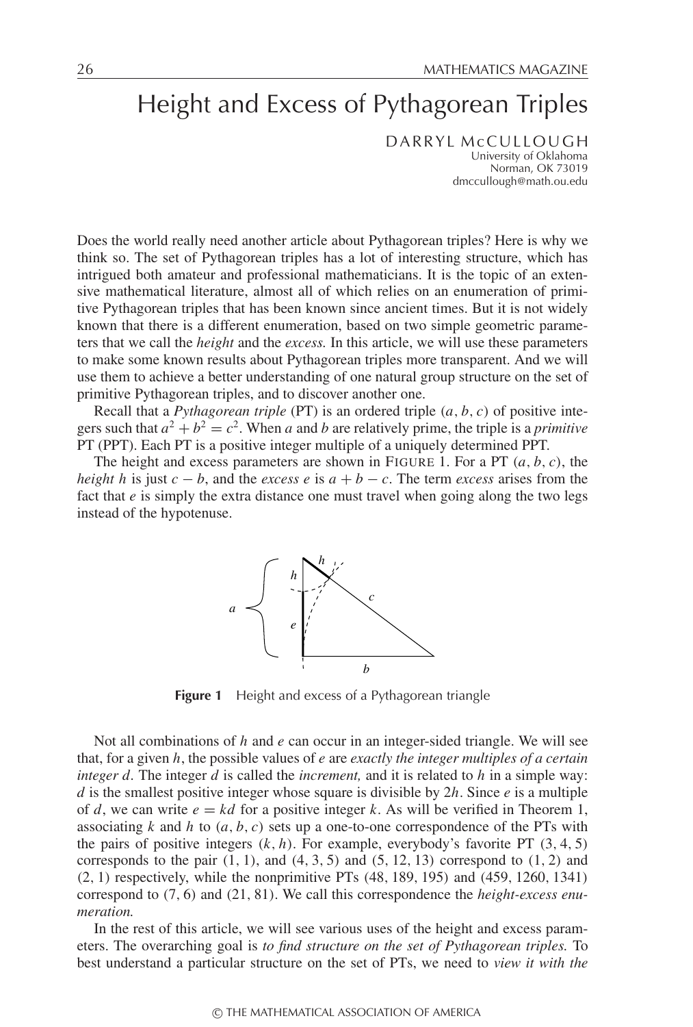# Height and Excess of Pythagorean Triples

DARRYL McCULLOUGH
University of Oklahoma
Norman, OK 73019
dmccullough@math.ou.edu

Does the world really need another article about Pythagorean triples? Here is why we think so. The set of Pythagorean triples has a lot of interesting structure, which has intrigued both amateur and professional mathematicians. It is the topic of an extensive mathematical literature, almost all of which relies on an enumeration of primitive Pythagorean triples that has been known since ancient times. But it is not widely known that there is a different enumeration, based on two simple geometric parameters that we call the *height* and the *excess.* In this article, we will use these parameters to make some known results about Pythagorean triples more transparent. And we will use them to achieve a better understanding of one natural group structure on the set of primitive Pythagorean triples, and to discover another one.

Recall that a *Pythagorean triple* (PT) is an ordered triple $(a, b, c)$ of positive integers such that $a^2 + b^2 = c^2$. When $a$ and $b$ are relatively prime, the triple is a *primitive* PT (PPT). Each PT is a positive integer multiple of a uniquely determined PPT.

The height and excess parameters are shown in FIGURE 1. For a PT $(a, b, c)$, the *height* $h$ is just $c - b$, and the *excess* $e$ is $a + b - c$. The term *excess* arises from the fact that $e$ is simply the extra distance one must travel when going along the two legs instead of the hypotenuse.

**Figure 1** Height and excess of a Pythagorean triangle

Not all combinations of $h$ and $e$ can occur in an integer-sided triangle. We will see that, for a given $h$, the possible values of $e$ are *exactly the integer multiples of a certain integer* $d$. The integer $d$ is called the *increment,* and it is related to $h$ in a simple way: $d$ is the smallest positive integer whose square is divisible by $2h$. Since $e$ is a multiple of $d$, we can write $e = kd$ for a positive integer $k$. As will be verified in Theorem 1, associating $k$ and $h$ to $(a, b, c)$ sets up a one-to-one correspondence of the PTs with the pairs of positive integers $(k, h)$. For example, everybody's favorite PT $(3, 4, 5)$ corresponds to the pair $(1, 1)$, and $(4, 3, 5)$ and $(5, 12, 13)$ correspond to $(1, 2)$ and $(2, 1)$ respectively, while the nonprimitive PTs $(48, 189, 195)$ and $(459, 1260, 1341)$ correspond to $(7, 6)$ and $(21, 81)$. We call this correspondence the *height-excess enumeration.*

In the rest of this article, we will see various uses of the height and excess parameters. The overarching goal is *to find structure on the set of Pythagorean triples.* To best understand a particular structure on the set of PTs, we need to *view it with the*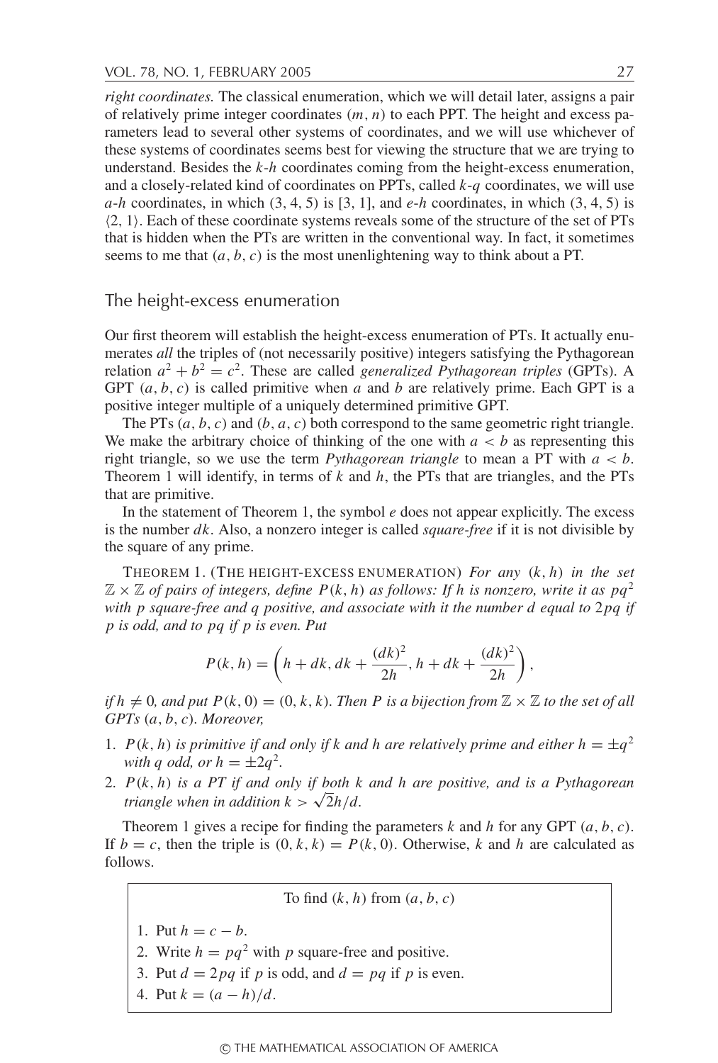*right coordinates.* The classical enumeration, which we will detail later, assigns a pair of relatively prime integer coordinates $(m, n)$ to each PPT. The height and excess parameters lead to several other systems of coordinates, and we will use whichever of these systems of coordinates seems best for viewing the structure that we are trying to understand. Besides the *k*-*h* coordinates coming from the height-excess enumeration, and a closely-related kind of coordinates on PPTs, called *k*-*q* coordinates, we will use *a*-*h* coordinates, in which $(3, 4, 5)$ is $[3, 1]$, and *e*-*h* coordinates, in which $(3, 4, 5)$ is $\langle 2, 1\rangle$. Each of these coordinate systems reveals some of the structure of the set of PTs that is hidden when the PTs are written in the conventional way. In fact, it sometimes seems to me that $(a, b, c)$ is the most unenlightening way to think about a PT.

## The height-excess enumeration

Our first theorem will establish the height-excess enumeration of PTs. It actually enumerates *all* the triples of (not necessarily positive) integers satisfying the Pythagorean relation $a^2 + b^2 = c^2$. These are called *generalized Pythagorean triples* (GPTs). A GPT $(a, b, c)$ is called primitive when $a$ and $b$ are relatively prime. Each GPT is a positive integer multiple of a uniquely determined primitive GPT.

The PTs $(a, b, c)$ and $(b, a, c)$ both correspond to the same geometric right triangle. We make the arbitrary choice of thinking of the one with $a < b$ as representing this right triangle, so we use the term *Pythagorean triangle* to mean a PT with $a < b$. Theorem 1 will identify, in terms of $k$ and $h$, the PTs that are triangles, and the PTs that are primitive.

In the statement of Theorem 1, the symbol $e$ does not appear explicitly. The excess is the number $dk$. Also, a nonzero integer is called *square-free* if it is not divisible by the square of any prime.

THEOREM 1. (THE HEIGHT-EXCESS ENUMERATION) *For any $(k, h)$ in the set $\mathbb{Z} \times \mathbb{Z}$ of pairs of integers, define $P(k, h)$ as follows: If $h$ is nonzero, write it as $pq^2$ with $p$ square-free and $q$ positive, and associate with it the number $d$ equal to $2pq$ if $p$ is odd, and to $pq$ if $p$ is even. Put*

$$P(k, h) = \left(h + dk, dk + \frac{(dk)^2}{2h}, h + dk + \frac{(dk)^2}{2h}\right),$$

*if $h \neq 0$, and put $P(k, 0) = (0, k, k)$. Then $P$ is a bijection from $\mathbb{Z} \times \mathbb{Z}$ to the set of all GPTs $(a, b, c)$. Moreover,*

1. *$P(k, h)$ is primitive if and only if $k$ and $h$ are relatively prime and either $h = \pm q^2$ with $q$ odd, or $h = \pm 2q^2$.*
2. *$P(k, h)$ is a PT if and only if both $k$ and $h$ are positive, and is a Pythagorean triangle when in addition $k > \sqrt{2}h/d$.*

Theorem 1 gives a recipe for finding the parameters $k$ and $h$ for any GPT $(a, b, c)$. If $b = c$, then the triple is $(0, k, k) = P(k, 0)$. Otherwise, $k$ and $h$ are calculated as follows.

> To find $(k, h)$ from $(a, b, c)$
>
> 1. Put $h = c - b$.
> 2. Write $h = pq^2$ with $p$ square-free and positive.
> 3. Put $d = 2pq$ if $p$ is odd, and $d = pq$ if $p$ is even.
> 4. Put $k = (a - h)/d$.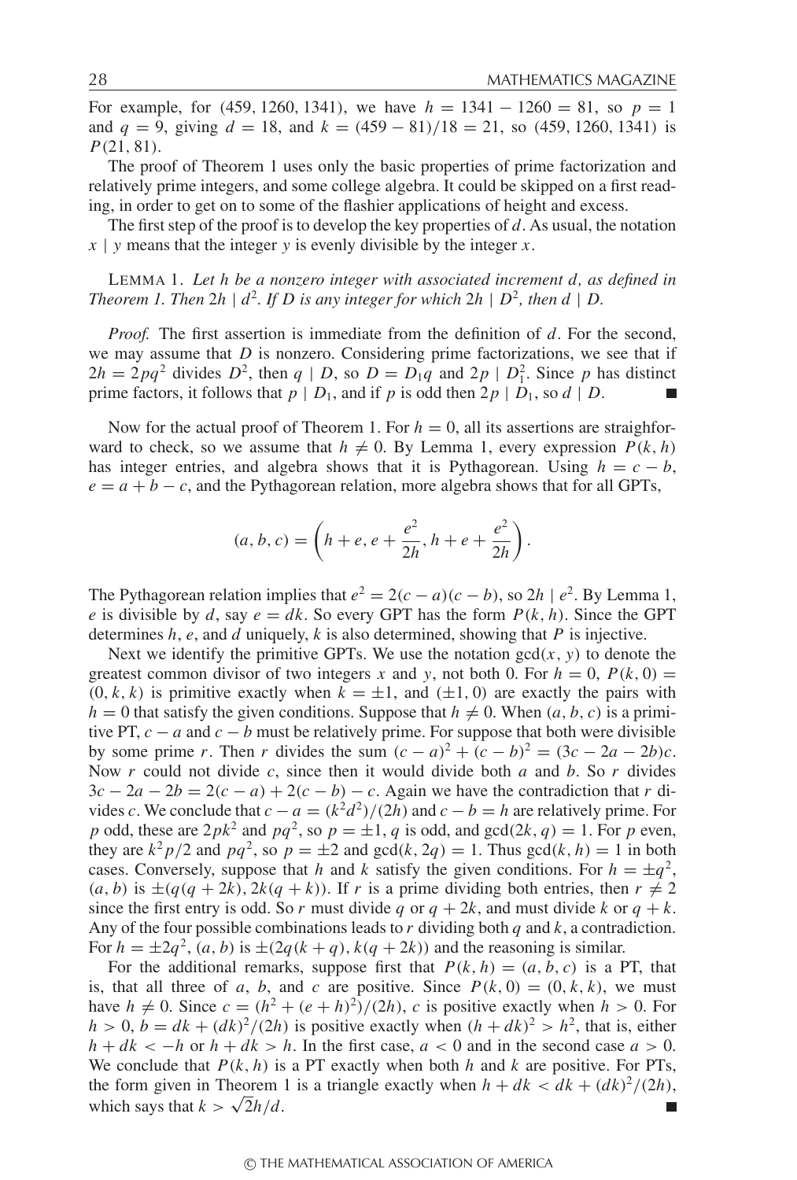For example, for $(459, 1260, 1341)$, we have $h = 1341 - 1260 = 81$, so $p = 1$ and $q = 9$, giving $d = 18$, and $k = (459 - 81)/18 = 21$, so $(459, 1260, 1341)$ is $P(21, 81)$.

The proof of Theorem 1 uses only the basic properties of prime factorization and relatively prime integers, and some college algebra. It could be skipped on a first reading, in order to get on to some of the flashier applications of height and excess.

The first step of the proof is to develop the key properties of $d$. As usual, the notation $x \mid y$ means that the integer $y$ is evenly divisible by the integer $x$.

LEMMA 1. *Let $h$ be a nonzero integer with associated increment $d$, as defined in Theorem 1. Then $2h \mid d^2$. If $D$ is any integer for which $2h \mid D^2$, then $d \mid D$.*

*Proof.* The first assertion is immediate from the definition of $d$. For the second, we may assume that $D$ is nonzero. Considering prime factorizations, we see that if $2h = 2pq^2$ divides $D^2$, then $q \mid D$, so $D = D_1 q$ and $2p \mid D_1^2$. Since $p$ has distinct prime factors, it follows that $p \mid D_1$, and if $p$ is odd then $2p \mid D_1$, so $d \mid D$. ∎

Now for the actual proof of Theorem 1. For $h = 0$, all its assertions are straighforward to check, so we assume that $h \neq 0$. By Lemma 1, every expression $P(k, h)$ has integer entries, and algebra shows that it is Pythagorean. Using $h = c - b$, $e = a + b - c$, and the Pythagorean relation, more algebra shows that for all GPTs,

$$(a, b, c) = \left(h + e, e + \frac{e^2}{2h}, h + e + \frac{e^2}{2h}\right).$$

The Pythagorean relation implies that $e^2 = 2(c - a)(c - b)$, so $2h \mid e^2$. By Lemma 1, $e$ is divisible by $d$, say $e = dk$. So every GPT has the form $P(k, h)$. Since the GPT determines $h$, $e$, and $d$ uniquely, $k$ is also determined, showing that $P$ is injective.

Next we identify the primitive GPTs. We use the notation $\gcd(x, y)$ to denote the greatest common divisor of two integers $x$ and $y$, not both 0. For $h = 0$, $P(k, 0) = (0, k, k)$ is primitive exactly when $k = \pm 1$, and $(\pm 1, 0)$ are exactly the pairs with $h = 0$ that satisfy the given conditions. Suppose that $h \neq 0$. When $(a, b, c)$ is a primitive PT, $c - a$ and $c - b$ must be relatively prime. For suppose that both were divisible by some prime $r$. Then $r$ divides the sum $(c - a)^2 + (c - b)^2 = (3c - 2a - 2b)c$. Now $r$ could not divide $c$, since then it would divide both $a$ and $b$. So $r$ divides $3c - 2a - 2b = 2(c - a) + 2(c - b) - c$. Again we have the contradiction that $r$ divides $c$. We conclude that $c - a = (k^2 d^2)/(2h)$ and $c - b = h$ are relatively prime. For $p$ odd, these are $2pk^2$ and $pq^2$, so $p = \pm 1$, $q$ is odd, and $\gcd(2k, q) = 1$. For $p$ even, they are $k^2 p/2$ and $pq^2$, so $p = \pm 2$ and $\gcd(k, 2q) = 1$. Thus $\gcd(k, h) = 1$ in both cases. Conversely, suppose that $h$ and $k$ satisfy the given conditions. For $h = \pm q^2$, $(a, b)$ is $\pm(q(q + 2k), 2k(q + k))$. If $r$ is a prime dividing both entries, then $r \neq 2$ since the first entry is odd. So $r$ must divide $q$ or $q + 2k$, and must divide $k$ or $q + k$. Any of the four possible combinations leads to $r$ dividing both $q$ and $k$, a contradiction. For $h = \pm 2q^2$, $(a, b)$ is $\pm(2q(k + q), k(q + 2k))$ and the reasoning is similar.

For the additional remarks, suppose first that $P(k, h) = (a, b, c)$ is a PT, that is, that all three of $a$, $b$, and $c$ are positive. Since $P(k, 0) = (0, k, k)$, we must have $h \neq 0$. Since $c = (h^2 + (e + h)^2)/(2h)$, $c$ is positive exactly when $h > 0$. For $h > 0$, $b = dk + (dk)^2/(2h)$ is positive exactly when $(h + dk)^2 > h^2$, that is, either $h + dk < -h$ or $h + dk > h$. In the first case, $a < 0$ and in the second case $a > 0$. We conclude that $P(k, h)$ is a PT exactly when both $h$ and $k$ are positive. For PTs, the form given in Theorem 1 is a triangle exactly when $h + dk < dk + (dk)^2/(2h)$, which says that $k > \sqrt{2}h/d$. ∎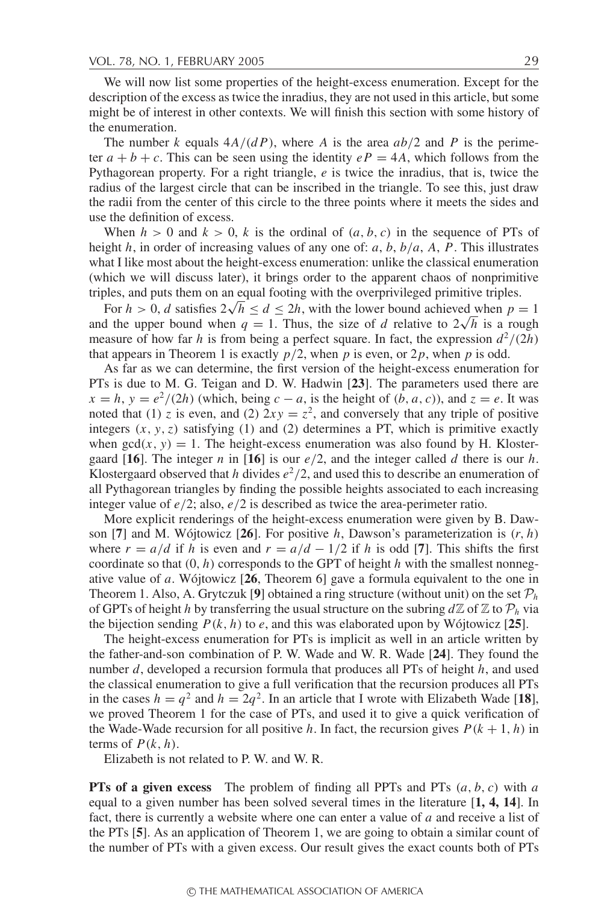We will now list some properties of the height-excess enumeration. Except for the description of the excess as twice the inradius, they are not used in this article, but some might be of interest in other contexts. We will finish this section with some history of the enumeration.

The number $k$ equals $4A/(dP)$, where $A$ is the area $ab/2$ and $P$ is the perimeter $a + b + c$. This can be seen using the identity $eP = 4A$, which follows from the Pythagorean property. For a right triangle, $e$ is twice the inradius, that is, twice the radius of the largest circle that can be inscribed in the triangle. To see this, just draw the radii from the center of this circle to the three points where it meets the sides and use the definition of excess.

When $h > 0$ and $k > 0$, $k$ is the ordinal of $(a, b, c)$ in the sequence of PTs of height $h$, in order of increasing values of any one of: $a$, $b$, $b/a$, $A$, $P$. This illustrates what I like most about the height-excess enumeration: unlike the classical enumeration (which we will discuss later), it brings order to the apparent chaos of nonprimitive triples, and puts them on an equal footing with the overprivileged primitive triples.

For $h > 0$, $d$ satisfies $2\sqrt{h} \le d \le 2h$, with the lower bound achieved when $p = 1$ and the upper bound when $q = 1$. Thus, the size of $d$ relative to $2\sqrt{h}$ is a rough measure of how far $h$ is from being a perfect square. In fact, the expression $d^2/(2h)$ that appears in Theorem 1 is exactly $p/2$, when $p$ is even, or $2p$, when $p$ is odd.

As far as we can determine, the first version of the height-excess enumeration for PTs is due to M. G. Teigan and D. W. Hadwin [**23**]. The parameters used there are $x = h$, $y = e^2/(2h)$ (which, being $c - a$, is the height of $(b, a, c)$), and $z = e$. It was noted that (1) $z$ is even, and (2) $2xy = z^2$, and conversely that any triple of positive integers $(x, y, z)$ satisfying (1) and (2) determines a PT, which is primitive exactly when $\gcd(x, y) = 1$. The height-excess enumeration was also found by H. Klostergaard [**16**]. The integer $n$ in [**16**] is our $e/2$, and the integer called $d$ there is our $h$. Klostergaard observed that $h$ divides $e^2/2$, and used this to describe an enumeration of all Pythagorean triangles by finding the possible heights associated to each increasing integer value of $e/2$; also, $e/2$ is described as twice the area-perimeter ratio.

More explicit renderings of the height-excess enumeration were given by B. Dawson [**7**] and M. Wójtowicz [**26**]. For positive $h$, Dawson's parameterization is $(r, h)$ where $r = a/d$ if $h$ is even and $r = a/d - 1/2$ if $h$ is odd [**7**]. This shifts the first coordinate so that $(0, h)$ corresponds to the GPT of height $h$ with the smallest nonnegative value of $a$. Wójtowicz [**26**, Theorem 6] gave a formula equivalent to the one in Theorem 1. Also, A. Grytczuk [**9**] obtained a ring structure (without unit) on the set $\mathcal{P}_h$ of GPTs of height $h$ by transferring the usual structure on the subring $d\mathbb{Z}$ of $\mathbb{Z}$ to $\mathcal{P}_h$ via the bijection sending $P(k, h)$ to $e$, and this was elaborated upon by Wójtowicz [**25**].

The height-excess enumeration for PTs is implicit as well in an article written by the father-and-son combination of P. W. Wade and W. R. Wade [**24**]. They found the number $d$, developed a recursion formula that produces all PTs of height $h$, and used the classical enumeration to give a full verification that the recursion produces all PTs in the cases $h = q^2$ and $h = 2q^2$. In an article that I wrote with Elizabeth Wade [**18**], we proved Theorem 1 for the case of PTs, and used it to give a quick verification of the Wade-Wade recursion for all positive $h$. In fact, the recursion gives $P(k + 1, h)$ in terms of $P(k, h)$.

Elizabeth is not related to P. W. and W. R.

**PTs of a given excess** The problem of finding all PPTs and PTs $(a, b, c)$ with $a$ equal to a given number has been solved several times in the literature [**1, 4, 14**]. In fact, there is currently a website where one can enter a value of $a$ and receive a list of the PTs [**5**]. As an application of Theorem 1, we are going to obtain a similar count of the number of PTs with a given excess. Our result gives the exact counts both of PTs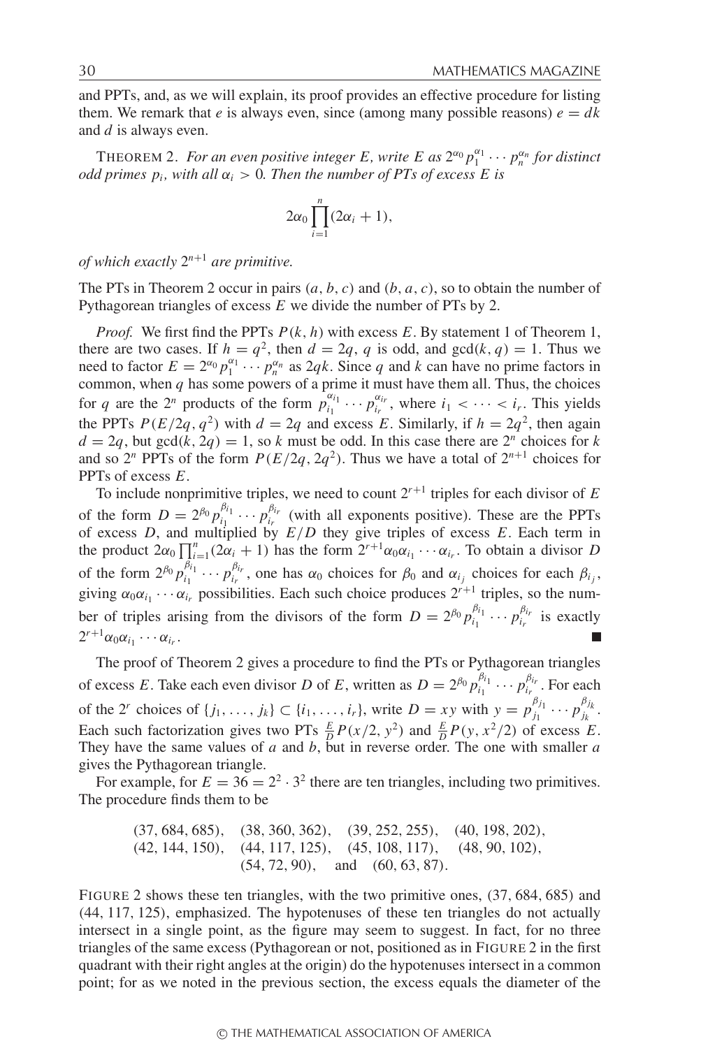and PPTs, and, as we will explain, its proof provides an effective procedure for listing them. We remark that $e$ is always even, since (among many possible reasons) $e = dk$ and $d$ is always even.

THEOREM 2. *For an even positive integer $E$, write $E$ as $2^{\alpha_0} p_1^{\alpha_1} \cdots p_n^{\alpha_n}$ for distinct odd primes $p_i$, with all $\alpha_i > 0$. Then the number of PTs of excess $E$ is*

$$2\alpha_0 \prod_{i=1}^{n} (2\alpha_i + 1),$$

*of which exactly $2^{n+1}$ are primitive.*

The PTs in Theorem 2 occur in pairs $(a, b, c)$ and $(b, a, c)$, so to obtain the number of Pythagorean triangles of excess $E$ we divide the number of PTs by 2.

*Proof.* We first find the PPTs $P(k, h)$ with excess $E$. By statement 1 of Theorem 1, there are two cases. If $h = q^2$, then $d = 2q$, $q$ is odd, and $\gcd(k, q) = 1$. Thus we need to factor $E = 2^{\alpha_0} p_1^{\alpha_1} \cdots p_n^{\alpha_n}$ as $2qk$. Since $q$ and $k$ can have no prime factors in common, when $q$ has some powers of a prime it must have them all. Thus, the choices for $q$ are the $2^n$ products of the form $p_{i_1}^{\alpha_{i_1}} \cdots p_{i_r}^{\alpha_{i_r}}$, where $i_1 < \cdots < i_r$. This yields the PPTs $P(E/2q, q^2)$ with $d = 2q$ and excess $E$. Similarly, if $h = 2q^2$, then again $d = 2q$, but $\gcd(k, 2q) = 1$, so $k$ must be odd. In this case there are $2^n$ choices for $k$ and so $2^n$ PPTs of the form $P(E/2q, 2q^2)$. Thus we have a total of $2^{n+1}$ choices for PPTs of excess $E$.

To include nonprimitive triples, we need to count $2^{r+1}$ triples for each divisor of $E$ of the form $D = 2^{\beta_0} p_{i_1}^{\beta_{i_1}} \cdots p_{i_r}^{\beta_{i_r}}$ (with all exponents positive). These are the PPTs of excess $D$, and multiplied by $E/D$ they give triples of excess $E$. Each term in the product $2\alpha_0 \prod_{i=1}^{n} (2\alpha_i + 1)$ has the form $2^{r+1}\alpha_0 \alpha_{i_1} \cdots \alpha_{i_r}$. To obtain a divisor $D$ of the form $2^{\beta_0} p_{i_1}^{\beta_{i_1}} \cdots p_{i_r}^{\beta_{i_r}}$, one has $\alpha_0$ choices for $\beta_0$ and $\alpha_{i_j}$ choices for each $\beta_{i_j}$, giving $\alpha_0 \alpha_{i_1} \cdots \alpha_{i_r}$ possibilities. Each such choice produces $2^{r+1}$ triples, so the number of triples arising from the divisors of the form $D = 2^{\beta_0} p_{i_1}^{\beta_{i_1}} \cdots p_{i_r}^{\beta_{i_r}}$ is exactly $2^{r+1}\alpha_0 \alpha_{i_1} \cdots \alpha_{i_r}$. ■

The proof of Theorem 2 gives a procedure to find the PTs or Pythagorean triangles of excess $E$. Take each even divisor $D$ of $E$, written as $D = 2^{\beta_0} p_{i_1}^{\beta_{i_1}} \cdots p_{i_r}^{\beta_{i_r}}$. For each of the $2^r$ choices of $\{j_1, \ldots, j_k\} \subset \{i_1, \ldots, i_r\}$, write $D = xy$ with $y = p_{j_1}^{\beta_{j_1}} \cdots p_{j_k}^{\beta_{j_k}}$. Each such factorization gives two PTs $\frac{E}{D} P(x/2, y^2)$ and $\frac{E}{D} P(y, x^2/2)$ of excess $E$. They have the same values of $a$ and $b$, but in reverse order. The one with smaller $a$ gives the Pythagorean triangle.

For example, for $E = 36 = 2^2 \cdot 3^2$ there are ten triangles, including two primitives. The procedure finds them to be

$$(37, 684, 685), \quad (38, 360, 362), \quad (39, 252, 255), \quad (40, 198, 202),$$
$$(42, 144, 150), \quad (44, 117, 125), \quad (45, 108, 117), \quad (48, 90, 102),$$
$$(54, 72, 90), \quad \text{and} \quad (60, 63, 87).$$

FIGURE 2 shows these ten triangles, with the two primitive ones, (37, 684, 685) and (44, 117, 125), emphasized. The hypotenuses of these ten triangles do not actually intersect in a single point, as the figure may seem to suggest. In fact, for no three triangles of the same excess (Pythagorean or not, positioned as in FIGURE 2 in the first quadrant with their right angles at the origin) do the hypotenuses intersect in a common point; for as we noted in the previous section, the excess equals the diameter of the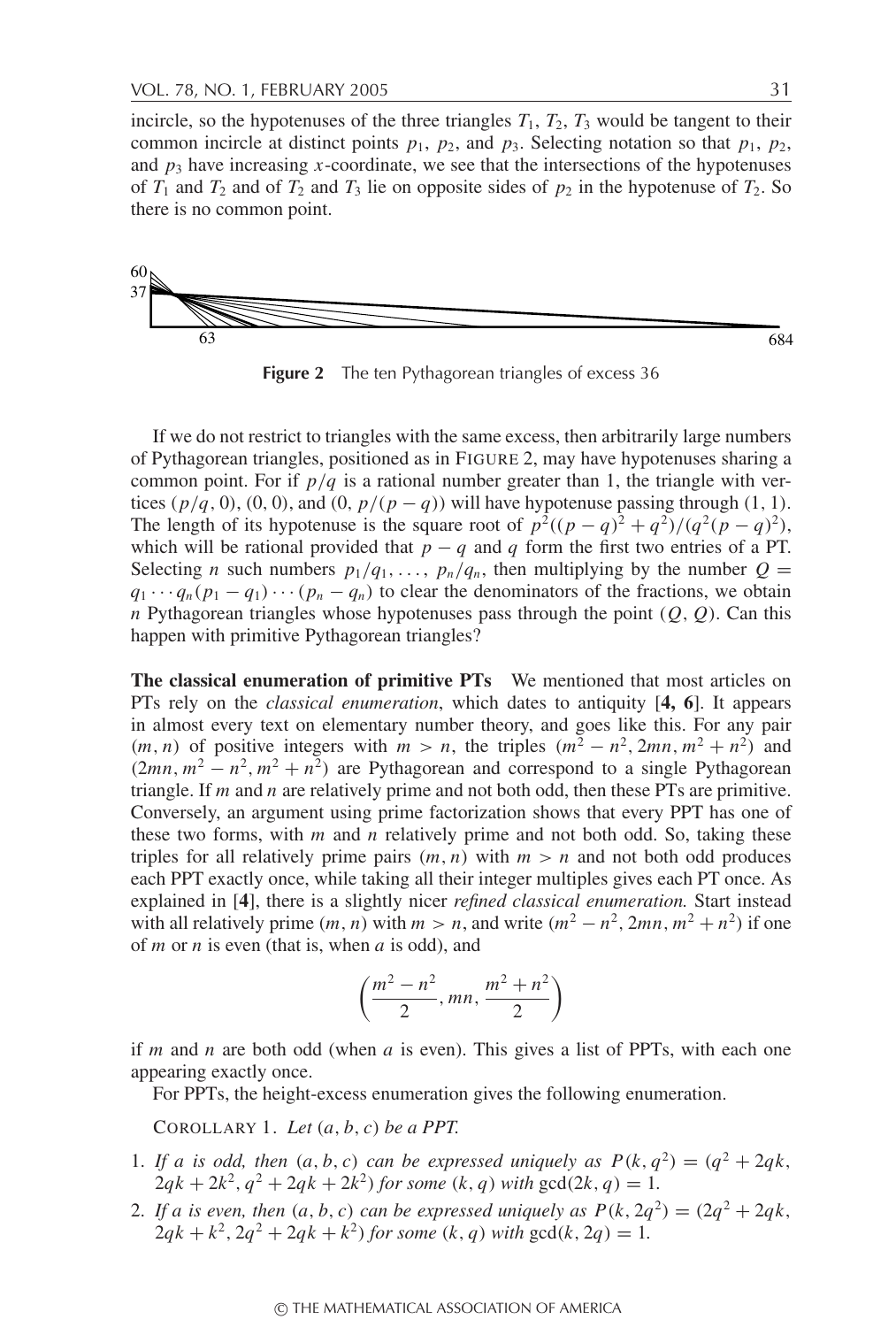incircle, so the hypotenuses of the three triangles $T_1$, $T_2$, $T_3$ would be tangent to their common incircle at distinct points $p_1$, $p_2$, and $p_3$. Selecting notation so that $p_1$, $p_2$, and $p_3$ have increasing $x$-coordinate, we see that the intersections of the hypotenuses of $T_1$ and $T_2$ and of $T_2$ and $T_3$ lie on opposite sides of $p_2$ in the hypotenuse of $T_2$. So there is no common point.

**Figure 2** The ten Pythagorean triangles of excess 36

If we do not restrict to triangles with the same excess, then arbitrarily large numbers of Pythagorean triangles, positioned as in FIGURE 2, may have hypotenuses sharing a common point. For if $p/q$ is a rational number greater than 1, the triangle with vertices $(p/q, 0)$, $(0, 0)$, and $(0, p/(p-q))$ will have hypotenuse passing through $(1, 1)$. The length of its hypotenuse is the square root of $p^2((p-q)^2 + q^2)/(q^2(p-q)^2)$, which will be rational provided that $p - q$ and $q$ form the first two entries of a PT. Selecting $n$ such numbers $p_1/q_1, \ldots, p_n/q_n$, then multiplying by the number $Q = q_1 \cdots q_n(p_1 - q_1) \cdots (p_n - q_n)$ to clear the denominators of the fractions, we obtain $n$ Pythagorean triangles whose hypotenuses pass through the point $(Q, Q)$. Can this happen with primitive Pythagorean triangles?

**The classical enumeration of primitive PTs** We mentioned that most articles on PTs rely on the *classical enumeration*, which dates to antiquity [**4, 6**]. It appears in almost every text on elementary number theory, and goes like this. For any pair $(m, n)$ of positive integers with $m > n$, the triples $(m^2 - n^2, 2mn, m^2 + n^2)$ and $(2mn, m^2 - n^2, m^2 + n^2)$ are Pythagorean and correspond to a single Pythagorean triangle. If $m$ and $n$ are relatively prime and not both odd, then these PTs are primitive. Conversely, an argument using prime factorization shows that every PPT has one of these two forms, with $m$ and $n$ relatively prime and not both odd. So, taking these triples for all relatively prime pairs $(m, n)$ with $m > n$ and not both odd produces each PPT exactly once, while taking all their integer multiples gives each PT once. As explained in [**4**], there is a slightly nicer *refined classical enumeration.* Start instead with all relatively prime $(m, n)$ with $m > n$, and write $(m^2 - n^2, 2mn, m^2 + n^2)$ if one of $m$ or $n$ is even (that is, when $a$ is odd), and

$$\left(\frac{m^2 - n^2}{2}, mn, \frac{m^2 + n^2}{2}\right)$$

if $m$ and $n$ are both odd (when $a$ is even). This gives a list of PPTs, with each one appearing exactly once.

For PPTs, the height-excess enumeration gives the following enumeration.

COROLLARY 1. *Let $(a, b, c)$ be a PPT.*

1. *If $a$ is odd, then $(a, b, c)$ can be expressed uniquely as $P(k, q^2) = (q^2 + 2qk, 2qk + 2k^2, q^2 + 2qk + 2k^2)$ for some $(k, q)$ with $\gcd(2k, q) = 1$.*
2. *If $a$ is even, then $(a, b, c)$ can be expressed uniquely as $P(k, 2q^2) = (2q^2 + 2qk, 2qk + k^2, 2q^2 + 2qk + k^2)$ for some $(k, q)$ with $\gcd(k, 2q) = 1$.*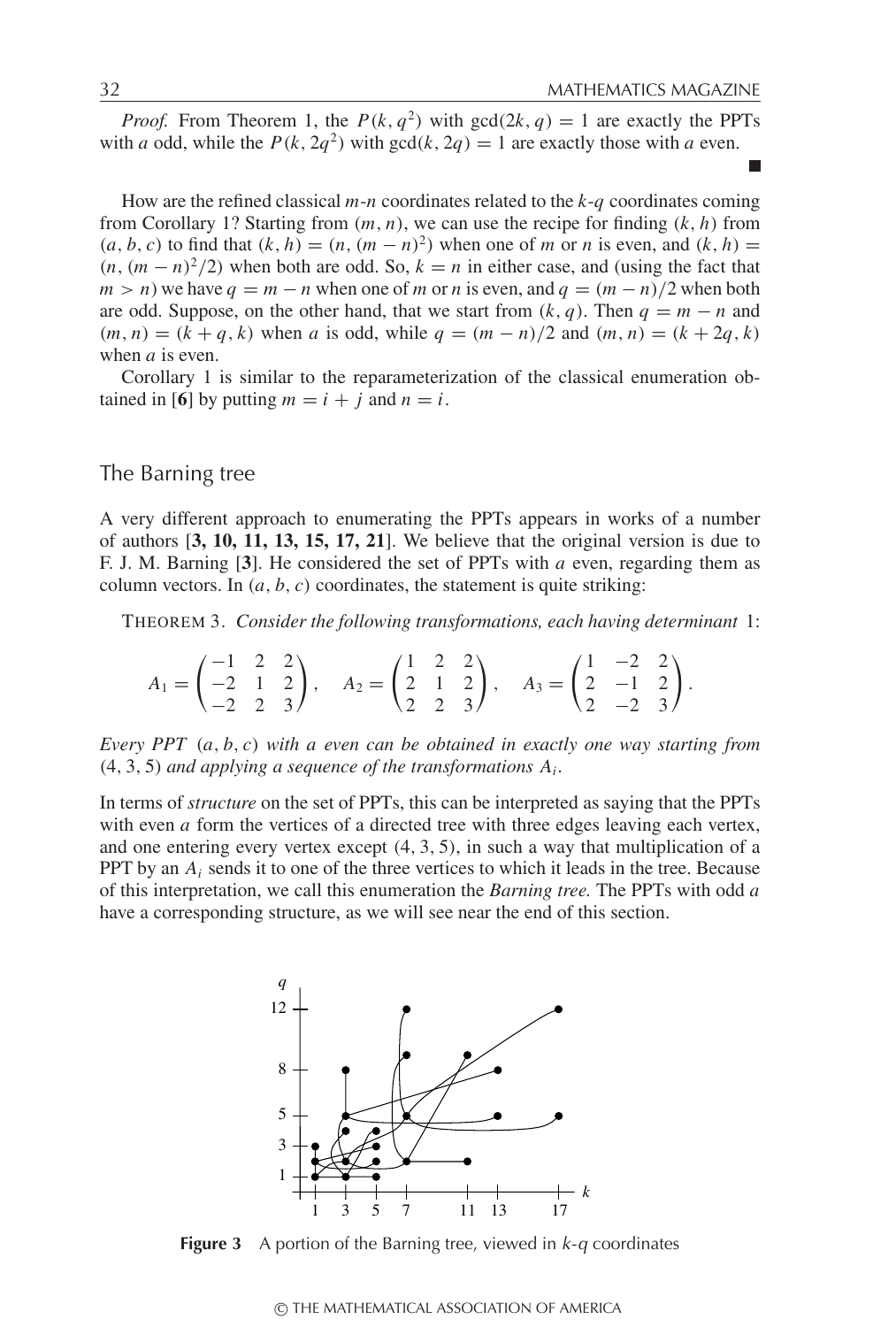*Proof.* From Theorem 1, the $P(k, q^2)$ with $\gcd(2k, q) = 1$ are exactly the PPTs with $a$ odd, while the $P(k, 2q^2)$ with $\gcd(k, 2q) = 1$ are exactly those with $a$ even. ■

How are the refined classical $m$-$n$ coordinates related to the $k$-$q$ coordinates coming from Corollary 1? Starting from $(m, n)$, we can use the recipe for finding $(k, h)$ from $(a, b, c)$ to find that $(k, h) = (n, (m-n)^2)$ when one of $m$ or $n$ is even, and $(k, h) = (n, (m-n)^2/2)$ when both are odd. So, $k = n$ in either case, and (using the fact that $m > n$) we have $q = m - n$ when one of $m$ or $n$ is even, and $q = (m-n)/2$ when both are odd. Suppose, on the other hand, that we start from $(k, q)$. Then $q = m - n$ and $(m, n) = (k + q, k)$ when $a$ is odd, while $q = (m-n)/2$ and $(m, n) = (k + 2q, k)$ when $a$ is even.

Corollary 1 is similar to the reparameterization of the classical enumeration obtained in [**6**] by putting $m = i + j$ and $n = i$.

## The Barning tree

A very different approach to enumerating the PPTs appears in works of a number of authors [**3, 10, 11, 13, 15, 17, 21**]. We believe that the original version is due to F. J. M. Barning [**3**]. He considered the set of PPTs with $a$ even, regarding them as column vectors. In $(a, b, c)$ coordinates, the statement is quite striking:

THEOREM 3. *Consider the following transformations, each having determinant* 1:

$$A_1 = \begin{pmatrix} -1 & 2 & 2 \\ -2 & 1 & 2 \\ -2 & 2 & 3 \end{pmatrix}, \quad A_2 = \begin{pmatrix} 1 & 2 & 2 \\ 2 & 1 & 2 \\ 2 & 2 & 3 \end{pmatrix}, \quad A_3 = \begin{pmatrix} 1 & -2 & 2 \\ 2 & -1 & 2 \\ 2 & -2 & 3 \end{pmatrix}.$$

*Every PPT* $(a, b, c)$ *with* $a$ *even can be obtained in exactly one way starting from* $(4, 3, 5)$ *and applying a sequence of the transformations* $A_i$.

In terms of *structure* on the set of PPTs, this can be interpreted as saying that the PPTs with even $a$ form the vertices of a directed tree with three edges leaving each vertex, and one entering every vertex except $(4, 3, 5)$, in such a way that multiplication of a PPT by an $A_i$ sends it to one of the three vertices to which it leads in the tree. Because of this interpretation, we call this enumeration the *Barning tree.* The PPTs with odd $a$ have a corresponding structure, as we will see near the end of this section.

**Figure 3** A portion of the Barning tree, viewed in $k$-$q$ coordinates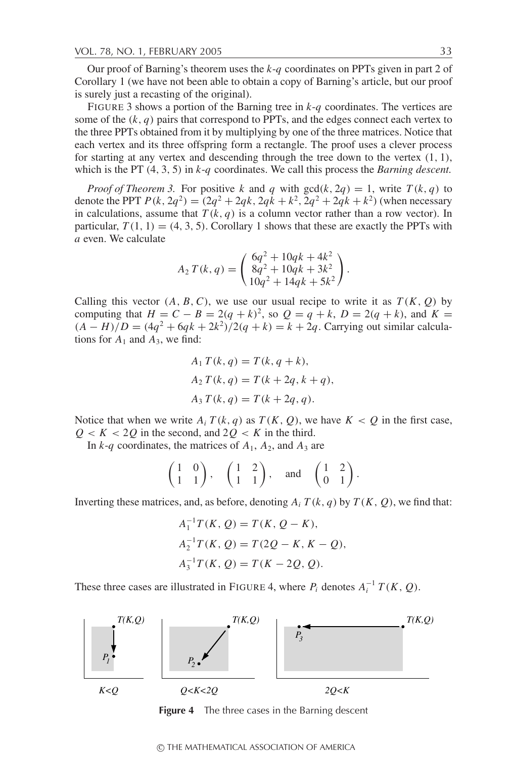Our proof of Barning's theorem uses the $k$-$q$ coordinates on PPTs given in part 2 of Corollary 1 (we have not been able to obtain a copy of Barning's article, but our proof is surely just a recasting of the original).

FIGURE 3 shows a portion of the Barning tree in $k$-$q$ coordinates. The vertices are some of the $(k, q)$ pairs that correspond to PPTs, and the edges connect each vertex to the three PPTs obtained from it by multiplying by one of the three matrices. Notice that each vertex and its three offspring form a rectangle. The proof uses a clever process for starting at any vertex and descending through the tree down to the vertex $(1, 1)$, which is the PT $(4, 3, 5)$ in $k$-$q$ coordinates. We call this process the *Barning descent.*

*Proof of Theorem 3.* For positive $k$ and $q$ with $\gcd(k, 2q) = 1$, write $T(k, q)$ to denote the PPT $P(k, 2q^2) = (2q^2 + 2qk, 2qk + k^2, 2q^2 + 2qk + k^2)$ (when necessary in calculations, assume that $T(k, q)$ is a column vector rather than a row vector). In particular, $T(1, 1) = (4, 3, 5)$. Corollary 1 shows that these are exactly the PPTs with $a$ even. We calculate

$$A_2\, T(k, q) = \begin{pmatrix} 6q^2 + 10qk + 4k^2 \\ 8q^2 + 10qk + 3k^2 \\ 10q^2 + 14qk + 5k^2 \end{pmatrix}.$$

Calling this vector $(A, B, C)$, we use our usual recipe to write it as $T(K, Q)$ by computing that $H = C - B = 2(q + k)^2$, so $Q = q + k$, $D = 2(q + k)$, and $K = (A - H)/D = (4q^2 + 6qk + 2k^2)/2(q + k) = k + 2q$. Carrying out similar calculations for $A_1$ and $A_3$, we find:

$$A_1\, T(k, q) = T(k, q + k),$$
$$A_2\, T(k, q) = T(k + 2q, k + q),$$
$$A_3\, T(k, q) = T(k + 2q, q).$$

Notice that when we write $A_i\, T(k, q)$ as $T(K, Q)$, we have $K < Q$ in the first case, $Q < K < 2Q$ in the second, and $2Q < K$ in the third.

In $k$-$q$ coordinates, the matrices of $A_1$, $A_2$, and $A_3$ are

$$\begin{pmatrix} 1 & 0 \\ 1 & 1 \end{pmatrix}, \quad \begin{pmatrix} 1 & 2 \\ 1 & 1 \end{pmatrix}, \quad \text{and} \quad \begin{pmatrix} 1 & 2 \\ 0 & 1 \end{pmatrix}.$$

Inverting these matrices, and, as before, denoting $A_i\, T(k, q)$ by $T(K, Q)$, we find that:

$$A_1^{-1} T(K, Q) = T(K, Q - K),$$
$$A_2^{-1} T(K, Q) = T(2Q - K, K - Q),$$
$$A_3^{-1} T(K, Q) = T(K - 2Q, Q).$$

These three cases are illustrated in FIGURE 4, where $P_i$ denotes $A_i^{-1}\, T(K, Q)$.

**Figure 4** The three cases in the Barning descent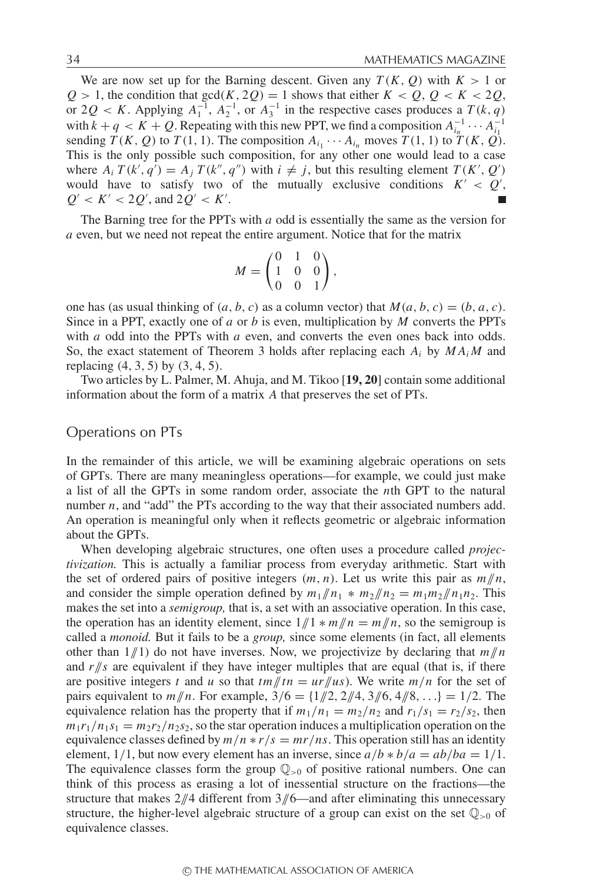We are now set up for the Barning descent. Given any $T(K, Q)$ with $K > 1$ or $Q > 1$, the condition that $\gcd(K, 2Q) = 1$ shows that either $K < Q$, $Q < K < 2Q$, or $2Q < K$. Applying $A_1^{-1}$, $A_2^{-1}$, or $A_3^{-1}$ in the respective cases produces a $T(k, q)$ with $k + q < K + Q$. Repeating with this new PPT, we find a composition $A_{i_n}^{-1} \cdots A_{i_1}^{-1}$ sending $T(K, Q)$ to $T(1, 1)$. The composition $A_{i_1} \cdots A_{i_n}$ moves $T(1, 1)$ to $T(K, Q)$. This is the only possible such composition, for any other one would lead to a case where $A_i\, T(k', q') = A_j\, T(k'', q'')$ with $i \neq j$, but this resulting element $T(K', Q')$ would have to satisfy two of the mutually exclusive conditions $K' < Q'$, $Q' < K' < 2Q'$, and $2Q' < K'$. ∎

The Barning tree for the PPTs with $a$ odd is essentially the same as the version for $a$ even, but we need not repeat the entire argument. Notice that for the matrix

$$M = \begin{pmatrix} 0 & 1 & 0 \\ 1 & 0 & 0 \\ 0 & 0 & 1 \end{pmatrix},$$

one has (as usual thinking of $(a, b, c)$ as a column vector) that $M(a, b, c) = (b, a, c)$. Since in a PPT, exactly one of $a$ or $b$ is even, multiplication by $M$ converts the PPTs with $a$ odd into the PPTs with $a$ even, and converts the even ones back into odds. So, the exact statement of Theorem 3 holds after replacing each $A_i$ by $MA_iM$ and replacing $(4, 3, 5)$ by $(3, 4, 5)$.

Two articles by L. Palmer, M. Ahuja, and M. Tikoo [**19, 20**] contain some additional information about the form of a matrix $A$ that preserves the set of PTs.

## Operations on PTs

In the remainder of this article, we will be examining algebraic operations on sets of GPTs. There are many meaningless operations—for example, we could just make a list of all the GPTs in some random order, associate the $n$th GPT to the natural number $n$, and "add" the PTs according to the way that their associated numbers add. An operation is meaningful only when it reflects geometric or algebraic information about the GPTs.

When developing algebraic structures, one often uses a procedure called *projectivization.* This is actually a familiar process from everyday arithmetic. Start with the set of ordered pairs of positive integers $(m, n)$. Let us write this pair as $m /\!\!/ n$, and consider the simple operation defined by $m_1 /\!\!/ n_1 * m_2 /\!\!/ n_2 = m_1m_2 /\!\!/ n_1n_2$. This makes the set into a *semigroup,* that is, a set with an associative operation. In this case, the operation has an identity element, since $1 /\!\!/ 1 * m /\!\!/ n = m /\!\!/ n$, so the semigroup is called a *monoid.* But it fails to be a *group,* since some elements (in fact, all elements other than $1 /\!\!/ 1$) do not have inverses. Now, we projectivize by declaring that $m /\!\!/ n$ and $r /\!\!/ s$ are equivalent if they have integer multiples that are equal (that is, if there are positive integers $t$ and $u$ so that $tm /\!\!/ tn = ur /\!\!/ us$). We write $m/n$ for the set of pairs equivalent to $m /\!\!/ n$. For example, $3/6 = \{1 /\!\!/ 2, 2 /\!\!/ 4, 3 /\!\!/ 6, 4 /\!\!/ 8, \ldots\} = 1/2$. The equivalence relation has the property that if $m_1/n_1 = m_2/n_2$ and $r_1/s_1 = r_2/s_2$, then $m_1r_1/n_1s_1 = m_2r_2/n_2s_2$, so the star operation induces a multiplication operation on the equivalence classes defined by $m/n * r/s = mr/ns$. This operation still has an identity element, $1/1$, but now every element has an inverse, since $a/b * b/a = ab/ba = 1/1$. The equivalence classes form the group $\mathbb{Q}_{>0}$ of positive rational numbers. One can think of this process as erasing a lot of inessential structure on the fractions—the structure that makes $2 /\!\!/ 4$ different from $3 /\!\!/ 6$—and after eliminating this unnecessary structure, the higher-level algebraic structure of a group can exist on the set $\mathbb{Q}_{>0}$ of equivalence classes.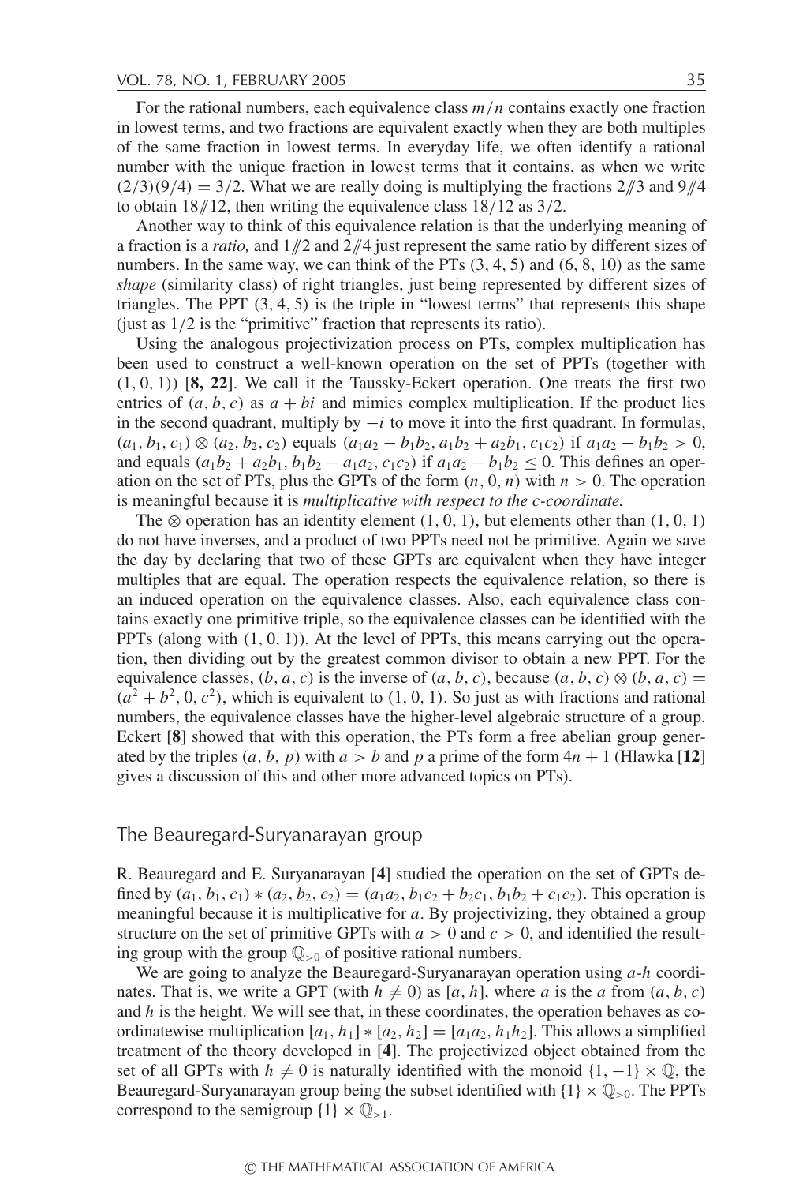For the rational numbers, each equivalence class $m/n$ contains exactly one fraction in lowest terms, and two fractions are equivalent exactly when they are both multiples of the same fraction in lowest terms. In everyday life, we often identify a rational number with the unique fraction in lowest terms that it contains, as when we write $(2/3)(9/4) = 3/2$. What we are really doing is multiplying the fractions $2/\!\!/3$ and $9/\!\!/4$ to obtain $18/\!\!/12$, then writing the equivalence class $18/12$ as $3/2$.

Another way to think of this equivalence relation is that the underlying meaning of a fraction is a *ratio,* and $1/\!\!/2$ and $2/\!\!/4$ just represent the same ratio by different sizes of numbers. In the same way, we can think of the PTs $(3, 4, 5)$ and $(6, 8, 10)$ as the same *shape* (similarity class) of right triangles, just being represented by different sizes of triangles. The PPT $(3, 4, 5)$ is the triple in "lowest terms" that represents this shape (just as $1/2$ is the "primitive" fraction that represents its ratio).

Using the analogous projectivization process on PTs, complex multiplication has been used to construct a well-known operation on the set of PPTs (together with $(1, 0, 1)$) [**8, 22**]. We call it the Taussky-Eckert operation. One treats the first two entries of $(a, b, c)$ as $a + bi$ and mimics complex multiplication. If the product lies in the second quadrant, multiply by $-i$ to move it into the first quadrant. In formulas, $(a_1, b_1, c_1) \otimes (a_2, b_2, c_2)$ equals $(a_1a_2 - b_1b_2, a_1b_2 + a_2b_1, c_1c_2)$ if $a_1a_2 - b_1b_2 > 0$, and equals $(a_1b_2 + a_2b_1, b_1b_2 - a_1a_2, c_1c_2)$ if $a_1a_2 - b_1b_2 \le 0$. This defines an operation on the set of PTs, plus the GPTs of the form $(n, 0, n)$ with $n > 0$. The operation is meaningful because it is *multiplicative with respect to the c-coordinate.*

The $\otimes$ operation has an identity element $(1, 0, 1)$, but elements other than $(1, 0, 1)$ do not have inverses, and a product of two PPTs need not be primitive. Again we save the day by declaring that two of these GPTs are equivalent when they have integer multiples that are equal. The operation respects the equivalence relation, so there is an induced operation on the equivalence classes. Also, each equivalence class contains exactly one primitive triple, so the equivalence classes can be identified with the PPTs (along with $(1, 0, 1)$). At the level of PPTs, this means carrying out the operation, then dividing out by the greatest common divisor to obtain a new PPT. For the equivalence classes, $(b, a, c)$ is the inverse of $(a, b, c)$, because $(a, b, c) \otimes (b, a, c) = (a^2 + b^2, 0, c^2)$, which is equivalent to $(1, 0, 1)$. So just as with fractions and rational numbers, the equivalence classes have the higher-level algebraic structure of a group. Eckert [**8**] showed that with this operation, the PTs form a free abelian group generated by the triples $(a, b, p)$ with $a > b$ and $p$ a prime of the form $4n + 1$ (Hlawka [**12**] gives a discussion of this and other more advanced topics on PTs).

## The Beauregard-Suryanarayan group

R. Beauregard and E. Suryanarayan [**4**] studied the operation on the set of GPTs defined by $(a_1, b_1, c_1) * (a_2, b_2, c_2) = (a_1a_2, b_1c_2 + b_2c_1, b_1b_2 + c_1c_2)$. This operation is meaningful because it is multiplicative for $a$. By projectivizing, they obtained a group structure on the set of primitive GPTs with $a > 0$ and $c > 0$, and identified the resulting group with the group $\mathbb{Q}_{>0}$ of positive rational numbers.

We are going to analyze the Beauregard-Suryanarayan operation using $a$-$h$ coordinates. That is, we write a GPT (with $h \neq 0$) as $[a, h]$, where $a$ is the $a$ from $(a, b, c)$ and $h$ is the height. We will see that, in these coordinates, the operation behaves as coordinatewise multiplication $[a_1, h_1] * [a_2, h_2] = [a_1a_2, h_1h_2]$. This allows a simplified treatment of the theory developed in [**4**]. The projectivized object obtained from the set of all GPTs with $h \neq 0$ is naturally identified with the monoid $\{1, -1\} \times \mathbb{Q}$, the Beauregard-Suryanarayan group being the subset identified with $\{1\} \times \mathbb{Q}_{>0}$. The PPTs correspond to the semigroup $\{1\} \times \mathbb{Q}_{>1}$.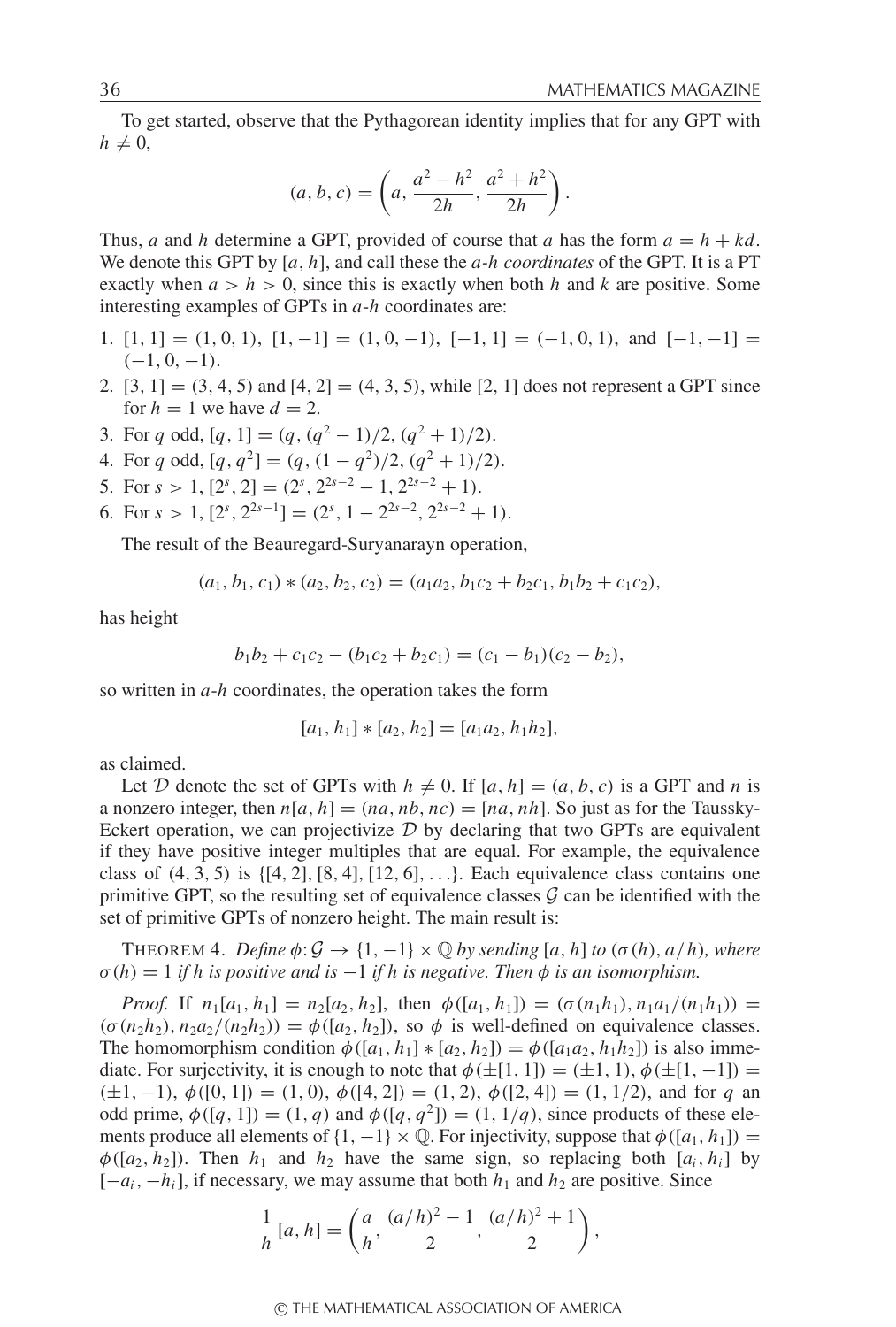To get started, observe that the Pythagorean identity implies that for any GPT with $h \neq 0$,

$$(a, b, c) = \left(a, \frac{a^2 - h^2}{2h}, \frac{a^2 + h^2}{2h}\right).$$

Thus, $a$ and $h$ determine a GPT, provided of course that $a$ has the form $a = h + kd$. We denote this GPT by $[a, h]$, and call these the *a-h coordinates* of the GPT. It is a PT exactly when $a > h > 0$, since this is exactly when both $h$ and $k$ are positive. Some interesting examples of GPTs in $a$-$h$ coordinates are:

1. $[1, 1] = (1, 0, 1)$, $[1, -1] = (1, 0, -1)$, $[-1, 1] = (-1, 0, 1)$, and $[-1, -1] = (-1, 0, -1)$.
2. $[3, 1] = (3, 4, 5)$ and $[4, 2] = (4, 3, 5)$, while $[2, 1]$ does not represent a GPT since for $h = 1$ we have $d = 2$.
3. For $q$ odd, $[q, 1] = (q, (q^2 - 1)/2, (q^2 + 1)/2)$.
4. For $q$ odd, $[q, q^2] = (q, (1 - q^2)/2, (q^2 + 1)/2)$.
5. For $s > 1$, $[2^s, 2] = (2^s, 2^{2s-2} - 1, 2^{2s-2} + 1)$.
6. For $s > 1$, $[2^s, 2^{2s-1}] = (2^s, 1 - 2^{2s-2}, 2^{2s-2} + 1)$.

The result of the Beauregard-Suryanarayn operation,

$$(a_1, b_1, c_1) * (a_2, b_2, c_2) = (a_1a_2, b_1c_2 + b_2c_1, b_1b_2 + c_1c_2),$$

has height

$$b_1b_2 + c_1c_2 - (b_1c_2 + b_2c_1) = (c_1 - b_1)(c_2 - b_2),$$

so written in $a$-$h$ coordinates, the operation takes the form

$$[a_1, h_1] * [a_2, h_2] = [a_1a_2, h_1h_2],$$

as claimed.

Let $\mathcal{D}$ denote the set of GPTs with $h \neq 0$. If $[a, h] = (a, b, c)$ is a GPT and $n$ is a nonzero integer, then $n[a, h] = (na, nb, nc) = [na, nh]$. So just as for the Taussky-Eckert operation, we can projectivize $\mathcal{D}$ by declaring that two GPTs are equivalent if they have positive integer multiples that are equal. For example, the equivalence class of $(4, 3, 5)$ is $\{[4, 2], [8, 4], [12, 6], \ldots\}$. Each equivalence class contains one primitive GPT, so the resulting set of equivalence classes $\mathcal{G}$ can be identified with the set of primitive GPTs of nonzero height. The main result is:

THEOREM 4. *Define $\phi\colon \mathcal{G} \to \{1, -1\} \times \mathbb{Q}$ by sending $[a, h]$ to $(\sigma(h), a/h)$, where $\sigma(h) = 1$ if $h$ is positive and is $-1$ if $h$ is negative. Then $\phi$ is an isomorphism.*

*Proof.* If $n_1[a_1, h_1] = n_2[a_2, h_2]$, then $\phi([a_1, h_1]) = (\sigma(n_1h_1), n_1a_1/(n_1h_1)) = (\sigma(n_2h_2), n_2a_2/(n_2h_2)) = \phi([a_2, h_2])$, so $\phi$ is well-defined on equivalence classes. The homomorphism condition $\phi([a_1, h_1] * [a_2, h_2]) = \phi([a_1a_2, h_1h_2])$ is also immediate. For surjectivity, it is enough to note that $\phi(\pm[1, 1]) = (\pm 1, 1)$, $\phi(\pm[1, -1]) = (\pm 1, -1)$, $\phi([0, 1]) = (1, 0)$, $\phi([4, 2]) = (1, 2)$, $\phi([2, 4]) = (1, 1/2)$, and for $q$ an odd prime, $\phi([q, 1]) = (1, q)$ and $\phi([q, q^2]) = (1, 1/q)$, since products of these elements produce all elements of $\{1, -1\} \times \mathbb{Q}$. For injectivity, suppose that $\phi([a_1, h_1]) = \phi([a_2, h_2])$. Then $h_1$ and $h_2$ have the same sign, so replacing both $[a_i, h_i]$ by $[-a_i, -h_i]$, if necessary, we may assume that both $h_1$ and $h_2$ are positive. Since

$$\frac{1}{h}[a, h] = \left(\frac{a}{h}, \frac{(a/h)^2 - 1}{2}, \frac{(a/h)^2 + 1}{2}\right),$$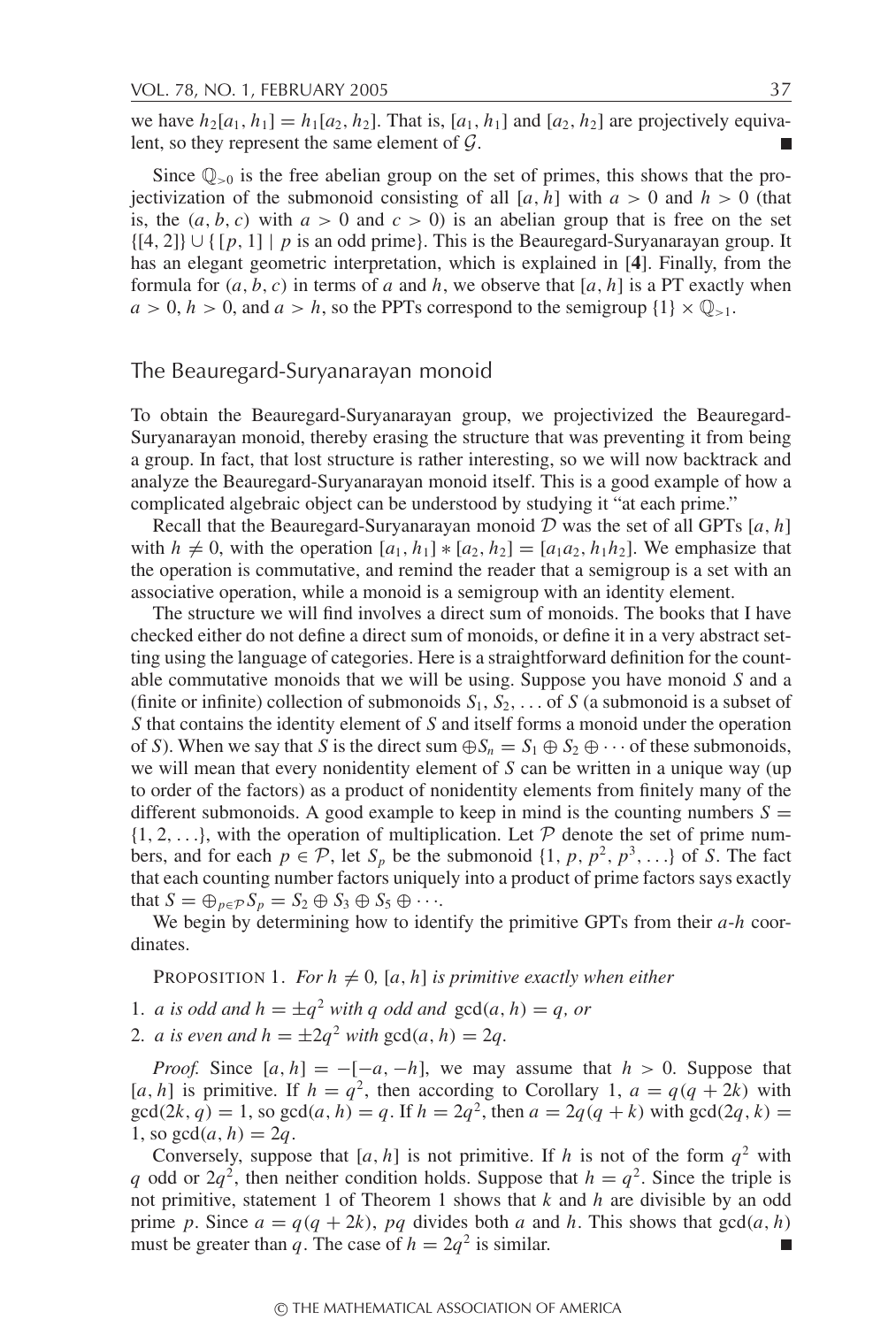we have $h_2[a_1, h_1] = h_1[a_2, h_2]$. That is, $[a_1, h_1]$ and $[a_2, h_2]$ are projectively equivalent, so they represent the same element of $\mathcal{G}$. ∎

Since $\mathbb{Q}_{>0}$ is the free abelian group on the set of primes, this shows that the projectivization of the submonoid consisting of all $[a, h]$ with $a > 0$ and $h > 0$ (that is, the $(a, b, c)$ with $a > 0$ and $c > 0$) is an abelian group that is free on the set $\{[4, 2]\} \cup \{[p, 1] \mid p \text{ is an odd prime}\}$. This is the Beauregard-Suryanarayan group. It has an elegant geometric interpretation, which is explained in [**4**]. Finally, from the formula for $(a, b, c)$ in terms of $a$ and $h$, we observe that $[a, h]$ is a PT exactly when $a > 0$, $h > 0$, and $a > h$, so the PPTs correspond to the semigroup $\{1\} \times \mathbb{Q}_{>1}$.

## The Beauregard-Suryanarayan monoid

To obtain the Beauregard-Suryanarayan group, we projectivized the Beauregard-Suryanarayan monoid, thereby erasing the structure that was preventing it from being a group. In fact, that lost structure is rather interesting, so we will now backtrack and analyze the Beauregard-Suryanarayan monoid itself. This is a good example of how a complicated algebraic object can be understood by studying it "at each prime."

Recall that the Beauregard-Suryanarayan monoid $\mathcal{D}$ was the set of all GPTs $[a, h]$ with $h \neq 0$, with the operation $[a_1, h_1] * [a_2, h_2] = [a_1a_2, h_1h_2]$. We emphasize that the operation is commutative, and remind the reader that a semigroup is a set with an associative operation, while a monoid is a semigroup with an identity element.

The structure we will find involves a direct sum of monoids. The books that I have checked either do not define a direct sum of monoids, or define it in a very abstract setting using the language of categories. Here is a straightforward definition for the countable commutative monoids that we will be using. Suppose you have monoid $S$ and a (finite or infinite) collection of submonoids $S_1, S_2, \ldots$ of $S$ (a submonoid is a subset of $S$ that contains the identity element of $S$ and itself forms a monoid under the operation of $S$). When we say that $S$ is the direct sum $\oplus S_n = S_1 \oplus S_2 \oplus \cdots$ of these submonoids, we will mean that every nonidentity element of $S$ can be written in a unique way (up to order of the factors) as a product of nonidentity elements from finitely many of the different submonoids. A good example to keep in mind is the counting numbers $S = \{1, 2, \ldots\}$, with the operation of multiplication. Let $\mathcal{P}$ denote the set of prime numbers, and for each $p \in \mathcal{P}$, let $S_p$ be the submonoid $\{1, p, p^2, p^3, \ldots\}$ of $S$. The fact that each counting number factors uniquely into a product of prime factors says exactly that $S = \oplus_{p\in\mathcal{P}} S_p = S_2 \oplus S_3 \oplus S_5 \oplus \cdots$.

We begin by determining how to identify the primitive GPTs from their $a$-$h$ coordinates.

PROPOSITION 1. *For $h \neq 0$, $[a, h]$ is primitive exactly when either*

1. *$a$ is odd and $h = \pm q^2$ with $q$ odd and $\gcd(a, h) = q$, or*
2. *$a$ is even and $h = \pm 2q^2$ with $\gcd(a, h) = 2q$.*

*Proof.* Since $[a, h] = -[-a, -h]$, we may assume that $h > 0$. Suppose that $[a, h]$ is primitive. If $h = q^2$, then according to Corollary 1, $a = q(q + 2k)$ with $\gcd(2k, q) = 1$, so $\gcd(a, h) = q$. If $h = 2q^2$, then $a = 2q(q + k)$ with $\gcd(2q, k) = 1$, so $\gcd(a, h) = 2q$.

Conversely, suppose that $[a, h]$ is not primitive. If $h$ is not of the form $q^2$ with $q$ odd or $2q^2$, then neither condition holds. Suppose that $h = q^2$. Since the triple is not primitive, statement 1 of Theorem 1 shows that $k$ and $h$ are divisible by an odd prime $p$. Since $a = q(q + 2k)$, $pq$ divides both $a$ and $h$. This shows that $\gcd(a, h)$ must be greater than $q$. The case of $h = 2q^2$ is similar. ∎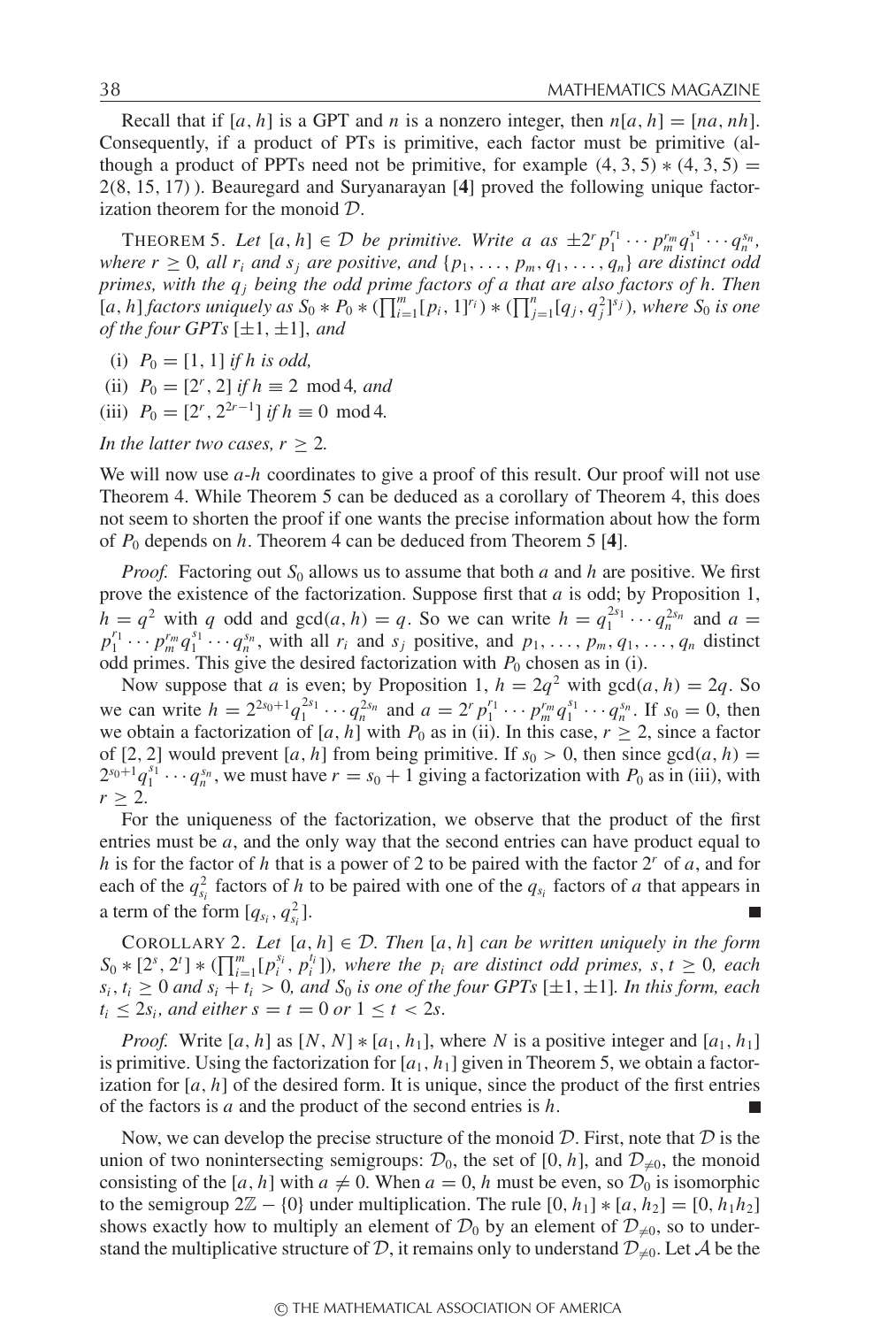Recall that if $[a, h]$ is a GPT and $n$ is a nonzero integer, then $n[a, h] = [na, nh]$. Consequently, if a product of PTs is primitive, each factor must be primitive (although a product of PPTs need not be primitive, for example $(4, 3, 5) * (4, 3, 5) = 2(8, 15, 17)$ ). Beauregard and Suryanarayan [**4**] proved the following unique factorization theorem for the monoid $\mathcal{D}$.

THEOREM 5. *Let $[a, h] \in \mathcal{D}$ be primitive. Write $a$ as $\pm 2^r p_1^{r_1} \cdots p_m^{r_m} q_1^{s_1} \cdots q_n^{s_n}$, where $r \geq 0$, all $r_i$ and $s_j$ are positive, and $\{p_1, \ldots, p_m, q_1, \ldots, q_n\}$ are distinct odd primes, with the $q_j$ being the odd prime factors of $a$ that are also factors of $h$. Then $[a, h]$ factors uniquely as $S_0 * P_0 * (\prod_{i=1}^m [p_i, 1]^{r_i}) * (\prod_{j=1}^n [q_j, q_j^2]^{s_j})$, where $S_0$ is one of the four GPTs $[\pm 1, \pm 1]$, and*

(i) $P_0 = [1, 1]$ *if $h$ is odd,*
(ii) $P_0 = [2^r, 2]$ *if $h \equiv 2 \mod 4$, and*
(iii) $P_0 = [2^r, 2^{2r-1}]$ *if $h \equiv 0 \mod 4$.*

*In the latter two cases, $r \geq 2$.*

We will now use $a$-$h$ coordinates to give a proof of this result. Our proof will not use Theorem 4. While Theorem 5 can be deduced as a corollary of Theorem 4, this does not seem to shorten the proof if one wants the precise information about how the form of $P_0$ depends on $h$. Theorem 4 can be deduced from Theorem 5 [**4**].

*Proof.* Factoring out $S_0$ allows us to assume that both $a$ and $h$ are positive. We first prove the existence of the factorization. Suppose first that $a$ is odd; by Proposition 1, $h = q^2$ with $q$ odd and $\gcd(a, h) = q$. So we can write $h = q_1^{2s_1} \cdots q_n^{2s_n}$ and $a = p_1^{r_1} \cdots p_m^{r_m} q_1^{s_1} \cdots q_n^{s_n}$, with all $r_i$ and $s_j$ positive, and $p_1, \ldots, p_m, q_1, \ldots, q_n$ distinct odd primes. This give the desired factorization with $P_0$ chosen as in (i).

Now suppose that $a$ is even; by Proposition 1, $h = 2q^2$ with $\gcd(a, h) = 2q$. So we can write $h = 2^{2s_0+1} q_1^{2s_1} \cdots q_n^{2s_n}$ and $a = 2^r p_1^{r_1} \cdots p_m^{r_m} q_1^{s_1} \cdots q_n^{s_n}$. If $s_0 = 0$, then we obtain a factorization of $[a, h]$ with $P_0$ as in (ii). In this case, $r \geq 2$, since a factor of $[2, 2]$ would prevent $[a, h]$ from being primitive. If $s_0 > 0$, then since $\gcd(a, h) = 2^{s_0+1} q_1^{s_1} \cdots q_n^{s_n}$, we must have $r = s_0 + 1$ giving a factorization with $P_0$ as in (iii), with $r \geq 2$.

For the uniqueness of the factorization, we observe that the product of the first entries must be $a$, and the only way that the second entries can have product equal to $h$ is for the factor of $h$ that is a power of 2 to be paired with the factor $2^r$ of $a$, and for each of the $q_{s_i}^2$ factors of $h$ to be paired with one of the $q_{s_i}$ factors of $a$ that appears in a term of the form $[q_{s_i}, q_{s_i}^2]$. ∎

COROLLARY 2. *Let $[a, h] \in \mathcal{D}$. Then $[a, h]$ can be written uniquely in the form $S_0 * [2^s, 2^t] * (\prod_{i=1}^m [p_i^{s_i}, p_i^{t_i}])$, where the $p_i$ are distinct odd primes, $s, t \geq 0$, each $s_i, t_i \geq 0$ and $s_i + t_i > 0$, and $S_0$ is one of the four GPTs $[\pm 1, \pm 1]$. In this form, each $t_i \leq 2s_i$, and either $s = t = 0$ or $1 \leq t < 2s$.*

*Proof.* Write $[a, h]$ as $[N, N] * [a_1, h_1]$, where $N$ is a positive integer and $[a_1, h_1]$ is primitive. Using the factorization for $[a_1, h_1]$ given in Theorem 5, we obtain a factorization for $[a, h]$ of the desired form. It is unique, since the product of the first entries of the factors is $a$ and the product of the second entries is $h$. ∎

Now, we can develop the precise structure of the monoid $\mathcal{D}$. First, note that $\mathcal{D}$ is the union of two nonintersecting semigroups: $\mathcal{D}_0$, the set of $[0, h]$, and $\mathcal{D}_{\neq 0}$, the monoid consisting of the $[a, h]$ with $a \neq 0$. When $a = 0$, $h$ must be even, so $\mathcal{D}_0$ is isomorphic to the semigroup $2\mathbb{Z} - \{0\}$ under multiplication. The rule $[0, h_1] * [a, h_2] = [0, h_1 h_2]$ shows exactly how to multiply an element of $\mathcal{D}_0$ by an element of $\mathcal{D}_{\neq 0}$, so to understand the multiplicative structure of $\mathcal{D}$, it remains only to understand $\mathcal{D}_{\neq 0}$. Let $\mathcal{A}$ be the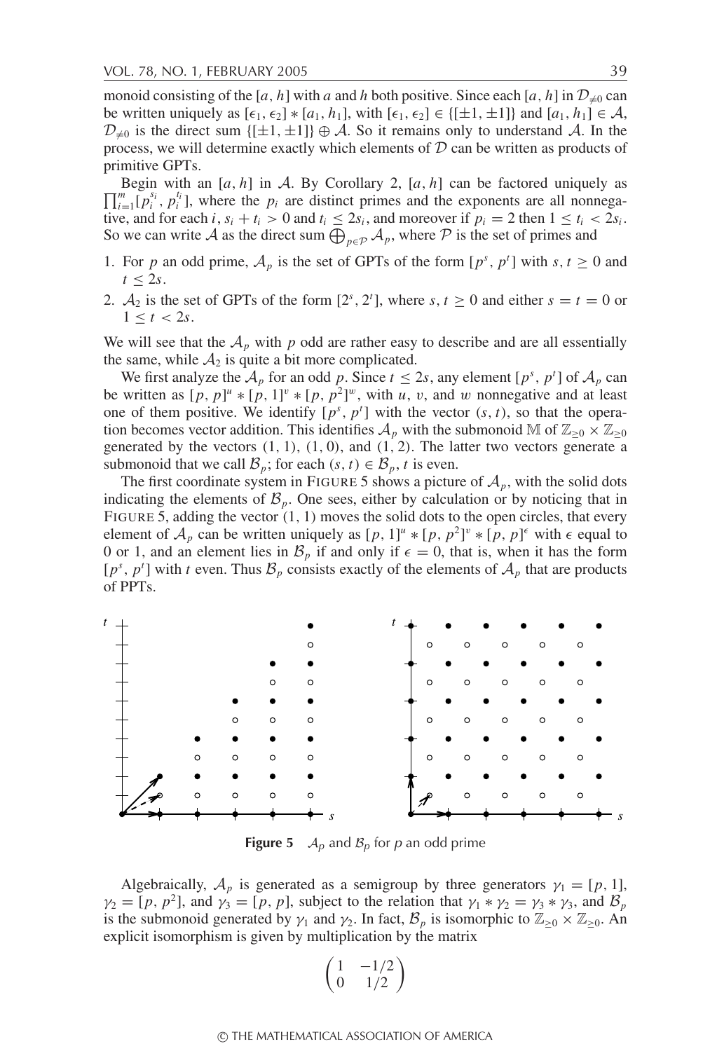monoid consisting of the $[a, h]$ with $a$ and $h$ both positive. Since each $[a, h]$ in $\mathcal{D}_{\neq 0}$ can be written uniquely as $[\epsilon_1, \epsilon_2] * [a_1, h_1]$, with $[\epsilon_1, \epsilon_2] \in \{[\pm 1, \pm 1]\}$ and $[a_1, h_1] \in \mathcal{A}$, $\mathcal{D}_{\neq 0}$ is the direct sum $\{[\pm 1, \pm 1]\} \oplus \mathcal{A}$. So it remains only to understand $\mathcal{A}$. In the process, we will determine exactly which elements of $\mathcal{D}$ can be written as products of primitive GPTs.

Begin with an $[a, h]$ in $\mathcal{A}$. By Corollary 2, $[a, h]$ can be factored uniquely as $\prod_{i=1}^{m} [p_i^{s_i}, p_i^{t_i}]$, where the $p_i$ are distinct primes and the exponents are all nonnegative, and for each $i$, $s_i + t_i > 0$ and $t_i \leq 2s_i$, and moreover if $p_i = 2$ then $1 \leq t_i < 2s_i$. So we can write $\mathcal{A}$ as the direct sum $\bigoplus_{p \in \mathcal{P}} \mathcal{A}_p$, where $\mathcal{P}$ is the set of primes and

1. For $p$ an odd prime, $\mathcal{A}_p$ is the set of GPTs of the form $[p^s, p^t]$ with $s, t \geq 0$ and $t \leq 2s$.
2. $\mathcal{A}_2$ is the set of GPTs of the form $[2^s, 2^t]$, where $s, t \geq 0$ and either $s = t = 0$ or $1 \leq t < 2s$.

We will see that the $\mathcal{A}_p$ with $p$ odd are rather easy to describe and are all essentially the same, while $\mathcal{A}_2$ is quite a bit more complicated.

We first analyze the $\mathcal{A}_p$ for an odd $p$. Since $t \leq 2s$, any element $[p^s, p^t]$ of $\mathcal{A}_p$ can be written as $[p, p]^u * [p, 1]^v * [p, p^2]^w$, with $u$, $v$, and $w$ nonnegative and at least one of them positive. We identify $[p^s, p^t]$ with the vector $(s, t)$, so that the operation becomes vector addition. This identifies $\mathcal{A}_p$ with the submonoid $\mathbb{M}$ of $\mathbb{Z}_{\geq 0} \times \mathbb{Z}_{\geq 0}$ generated by the vectors $(1, 1)$, $(1, 0)$, and $(1, 2)$. The latter two vectors generate a submonoid that we call $\mathcal{B}_p$; for each $(s, t) \in \mathcal{B}_p$, $t$ is even.

The first coordinate system in FIGURE 5 shows a picture of $\mathcal{A}_p$, with the solid dots indicating the elements of $\mathcal{B}_p$. One sees, either by calculation or by noticing that in FIGURE 5, adding the vector $(1, 1)$ moves the solid dots to the open circles, that every element of $\mathcal{A}_p$ can be written uniquely as $[p, 1]^u * [p, p^2]^v * [p, p]^\epsilon$ with $\epsilon$ equal to 0 or 1, and an element lies in $\mathcal{B}_p$ if and only if $\epsilon = 0$, that is, when it has the form $[p^s, p^t]$ with $t$ even. Thus $\mathcal{B}_p$ consists exactly of the elements of $\mathcal{A}_p$ that are products of PPTs.

**Figure 5** $\mathcal{A}_p$ and $\mathcal{B}_p$ for $p$ an odd prime

Algebraically, $\mathcal{A}_p$ is generated as a semigroup by three generators $\gamma_1 = [p, 1]$, $\gamma_2 = [p, p^2]$, and $\gamma_3 = [p, p]$, subject to the relation that $\gamma_1 * \gamma_2 = \gamma_3 * \gamma_3$, and $\mathcal{B}_p$ is the submonoid generated by $\gamma_1$ and $\gamma_2$. In fact, $\mathcal{B}_p$ is isomorphic to $\mathbb{Z}_{\geq 0} \times \mathbb{Z}_{\geq 0}$. An explicit isomorphism is given by multiplication by the matrix

$$\begin{pmatrix} 1 & -1/2 \\ 0 & 1/2 \end{pmatrix}$$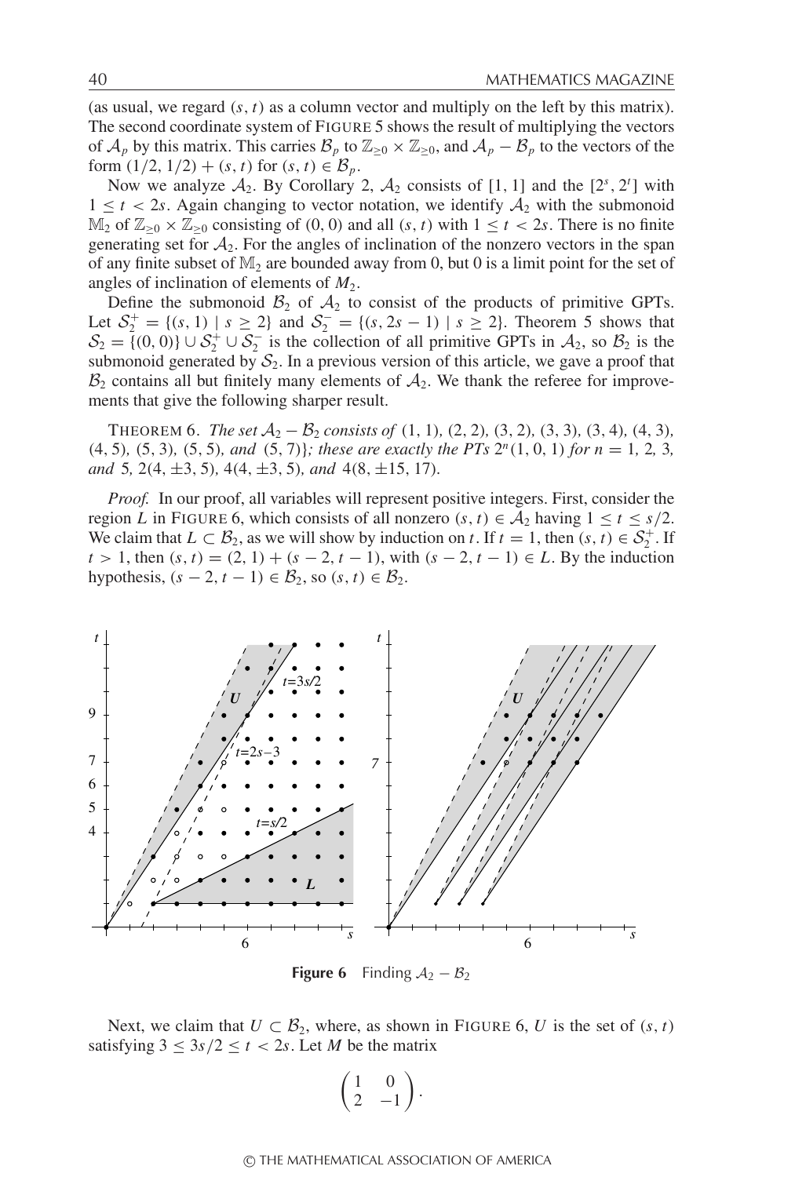(as usual, we regard $(s, t)$ as a column vector and multiply on the left by this matrix). The second coordinate system of FIGURE 5 shows the result of multiplying the vectors of $\mathcal{A}_p$ by this matrix. This carries $\mathcal{B}_p$ to $\mathbb{Z}_{\geq 0} \times \mathbb{Z}_{\geq 0}$, and $\mathcal{A}_p - \mathcal{B}_p$ to the vectors of the form $(1/2, 1/2) + (s, t)$ for $(s, t) \in \mathcal{B}_p$.

Now we analyze $\mathcal{A}_2$. By Corollary 2, $\mathcal{A}_2$ consists of $[1, 1]$ and the $[2^s, 2^t]$ with $1 \leq t < 2s$. Again changing to vector notation, we identify $\mathcal{A}_2$ with the submonoid $\mathbb{M}_2$ of $\mathbb{Z}_{\geq 0} \times \mathbb{Z}_{\geq 0}$ consisting of $(0, 0)$ and all $(s, t)$ with $1 \leq t < 2s$. There is no finite generating set for $\mathcal{A}_2$. For the angles of inclination of the nonzero vectors in the span of any finite subset of $\mathbb{M}_2$ are bounded away from 0, but 0 is a limit point for the set of angles of inclination of elements of $M_2$.

Define the submonoid $\mathcal{B}_2$ of $\mathcal{A}_2$ to consist of the products of primitive GPTs. Let $\mathcal{S}_2^+ = \{(s, 1) \mid s \geq 2\}$ and $\mathcal{S}_2^- = \{(s, 2s - 1) \mid s \geq 2\}$. Theorem 5 shows that $\mathcal{S}_2 = \{(0, 0)\} \cup \mathcal{S}_2^+ \cup \mathcal{S}_2^-$ is the collection of all primitive GPTs in $\mathcal{A}_2$, so $\mathcal{B}_2$ is the submonoid generated by $\mathcal{S}_2$. In a previous version of this article, we gave a proof that $\mathcal{B}_2$ contains all but finitely many elements of $\mathcal{A}_2$. We thank the referee for improvements that give the following sharper result.

THEOREM 6. *The set $\mathcal{A}_2 - \mathcal{B}_2$ consists of* $(1, 1)$, $(2, 2)$, $(3, 2)$, $(3, 3)$, $(3, 4)$, $(4, 3)$, $(4, 5)$, $(5, 3)$, $(5, 5)$*, and* $(5, 7)\}$*; these are exactly the PTs* $2^n(1, 0, 1)$ *for* $n = 1, 2, 3,$ *and* $5$, $2(4, \pm 3, 5)$, $4(4, \pm 3, 5)$*, and* $4(8, \pm 15, 17)$.

*Proof.* In our proof, all variables will represent positive integers. First, consider the region $L$ in FIGURE 6, which consists of all nonzero $(s, t) \in \mathcal{A}_2$ having $1 \leq t \leq s/2$. We claim that $L \subset \mathcal{B}_2$, as we will show by induction on $t$. If $t = 1$, then $(s, t) \in \mathcal{S}_2^+$. If $t > 1$, then $(s, t) = (2, 1) + (s - 2, t - 1)$, with $(s - 2, t - 1) \in L$. By the induction hypothesis, $(s - 2, t - 1) \in \mathcal{B}_2$, so $(s, t) \in \mathcal{B}_2$.

**Figure 6** Finding $\mathcal{A}_2 - \mathcal{B}_2$

Next, we claim that $U \subset \mathcal{B}_2$, where, as shown in FIGURE 6, $U$ is the set of $(s, t)$ satisfying $3 \leq 3s/2 \leq t < 2s$. Let $M$ be the matrix

$$\begin{pmatrix} 1 & 0 \\ 2 & -1 \end{pmatrix}.$$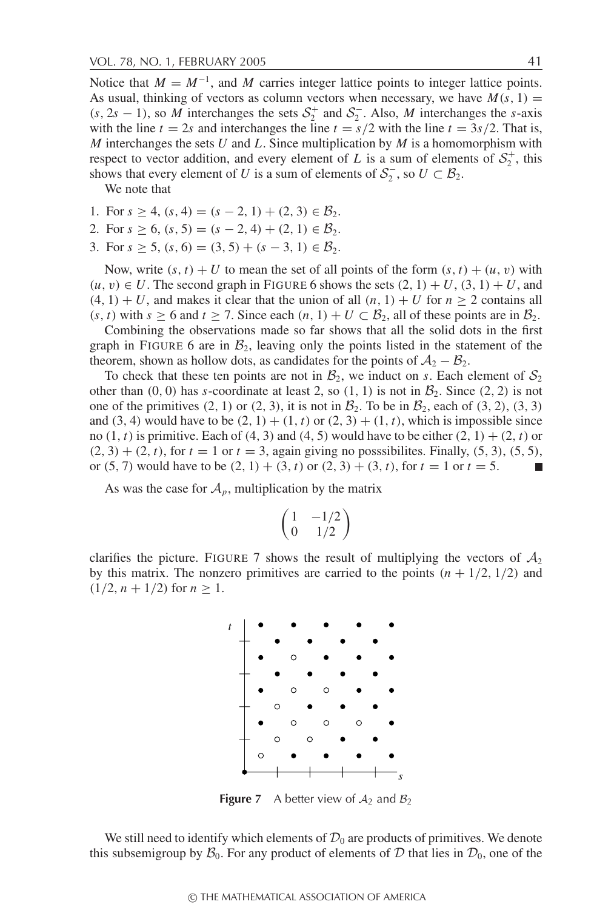Notice that $M = M^{-1}$, and $M$ carries integer lattice points to integer lattice points. As usual, thinking of vectors as column vectors when necessary, we have $M(s, 1) = (s, 2s - 1)$, so $M$ interchanges the sets $\mathcal{S}_2^+$ and $\mathcal{S}_2^-$. Also, $M$ interchanges the $s$-axis with the line $t = 2s$ and interchanges the line $t = s/2$ with the line $t = 3s/2$. That is, $M$ interchanges the sets $U$ and $L$. Since multiplication by $M$ is a homomorphism with respect to vector addition, and every element of $L$ is a sum of elements of $\mathcal{S}_2^+$, this shows that every element of $U$ is a sum of elements of $\mathcal{S}_2^-$, so $U \subset \mathcal{B}_2$.

We note that

1. For $s \geq 4$, $(s, 4) = (s - 2, 1) + (2, 3) \in \mathcal{B}_2$.
2. For $s \geq 6$, $(s, 5) = (s - 2, 4) + (2, 1) \in \mathcal{B}_2$.
3. For $s \geq 5$, $(s, 6) = (3, 5) + (s - 3, 1) \in \mathcal{B}_2$.

Now, write $(s, t) + U$ to mean the set of all points of the form $(s, t) + (u, v)$ with $(u, v) \in U$. The second graph in FIGURE 6 shows the sets $(2, 1) + U$, $(3, 1) + U$, and $(4, 1) + U$, and makes it clear that the union of all $(n, 1) + U$ for $n \geq 2$ contains all $(s, t)$ with $s \geq 6$ and $t \geq 7$. Since each $(n, 1) + U \subset \mathcal{B}_2$, all of these points are in $\mathcal{B}_2$.

Combining the observations made so far shows that all the solid dots in the first graph in FIGURE 6 are in $\mathcal{B}_2$, leaving only the points listed in the statement of the theorem, shown as hollow dots, as candidates for the points of $\mathcal{A}_2 - \mathcal{B}_2$.

To check that these ten points are not in $\mathcal{B}_2$, we induct on $s$. Each element of $\mathcal{S}_2$ other than $(0, 0)$ has $s$-coordinate at least 2, so $(1, 1)$ is not in $\mathcal{B}_2$. Since $(2, 2)$ is not one of the primitives $(2, 1)$ or $(2, 3)$, it is not in $\mathcal{B}_2$. To be in $\mathcal{B}_2$, each of $(3, 2)$, $(3, 3)$ and $(3, 4)$ would have to be $(2, 1) + (1, t)$ or $(2, 3) + (1, t)$, which is impossible since no $(1, t)$ is primitive. Each of $(4, 3)$ and $(4, 5)$ would have to be either $(2, 1) + (2, t)$ or $(2, 3) + (2, t)$, for $t = 1$ or $t = 3$, again giving no posssibilites. Finally, $(5, 3)$, $(5, 5)$, or $(5, 7)$ would have to be $(2, 1) + (3, t)$ or $(2, 3) + (3, t)$, for $t = 1$ or $t = 5$. ∎

As was the case for $\mathcal{A}_p$, multiplication by the matrix

$$\begin{pmatrix} 1 & -1/2 \\ 0 & 1/2 \end{pmatrix}$$

clarifies the picture. FIGURE 7 shows the result of multiplying the vectors of $\mathcal{A}_2$ by this matrix. The nonzero primitives are carried to the points $(n + 1/2, 1/2)$ and $(1/2, n + 1/2)$ for $n \geq 1$.

**Figure 7** A better view of $\mathcal{A}_2$ and $\mathcal{B}_2$

We still need to identify which elements of $\mathcal{D}_0$ are products of primitives. We denote this subsemigroup by $\mathcal{B}_0$. For any product of elements of $\mathcal{D}$ that lies in $\mathcal{D}_0$, one of the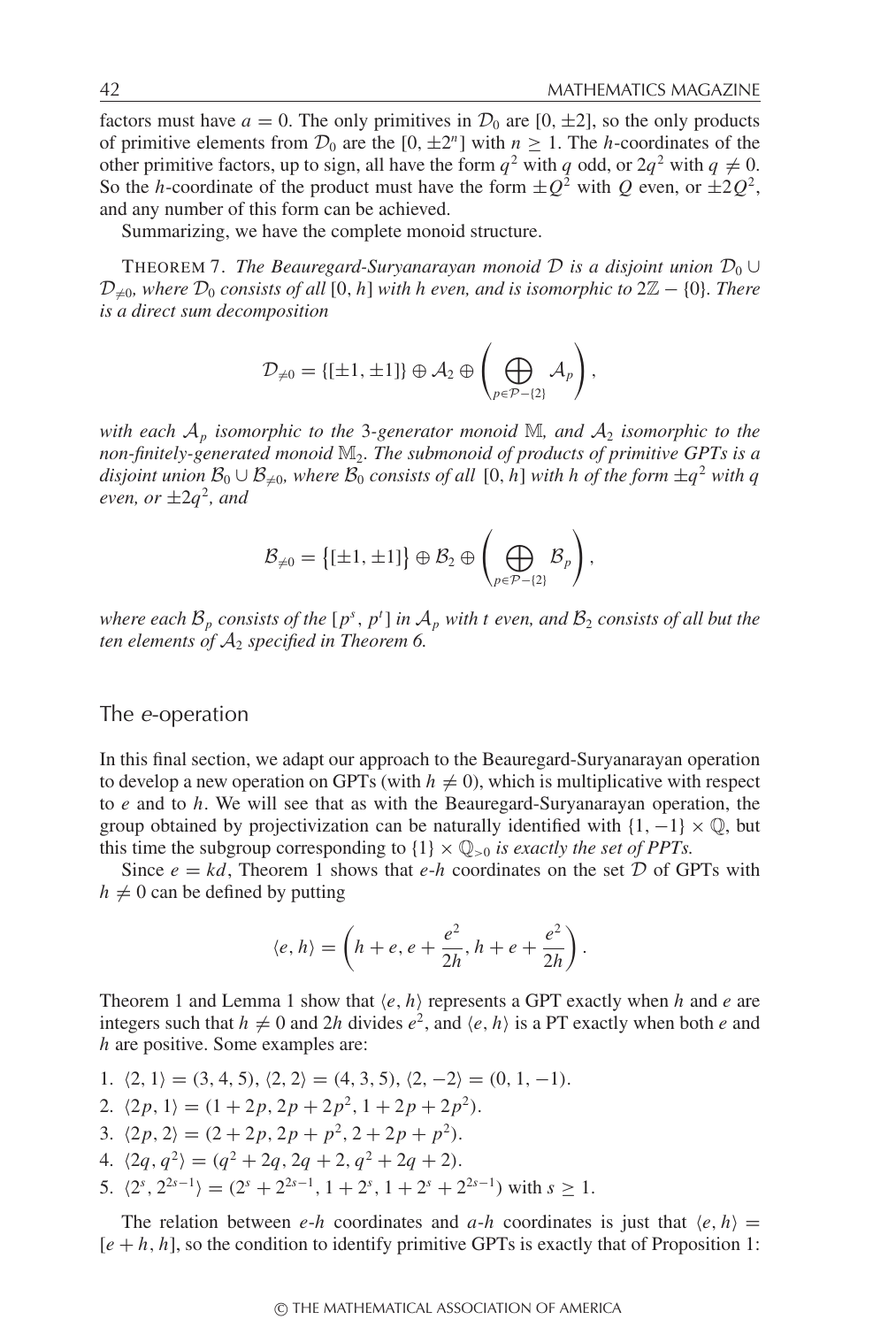factors must have $a = 0$. The only primitives in $\mathcal{D}_0$ are $[0, \pm 2]$, so the only products of primitive elements from $\mathcal{D}_0$ are the $[0, \pm 2^n]$ with $n \geq 1$. The $h$-coordinates of the other primitive factors, up to sign, all have the form $q^2$ with $q$ odd, or $2q^2$ with $q \neq 0$. So the $h$-coordinate of the product must have the form $\pm Q^2$ with $Q$ even, or $\pm 2Q^2$, and any number of this form can be achieved.

Summarizing, we have the complete monoid structure.

THEOREM 7. *The Beauregard-Suryanarayan monoid $\mathcal{D}$ is a disjoint union $\mathcal{D}_0 \cup \mathcal{D}_{\neq 0}$, where $\mathcal{D}_0$ consists of all $[0, h]$ with $h$ even, and is isomorphic to $2\mathbb{Z} - \{0\}$. There is a direct sum decomposition*

$$\mathcal{D}_{\neq 0} = \{[\pm 1, \pm 1]\} \oplus \mathcal{A}_2 \oplus \left( \bigoplus_{p \in \mathcal{P} - \{2\}} \mathcal{A}_p \right),$$

*with each $\mathcal{A}_p$ isomorphic to the 3-generator monoid $\mathbb{M}$, and $\mathcal{A}_2$ isomorphic to the non-finitely-generated monoid $\mathbb{M}_2$. The submonoid of products of primitive GPTs is a disjoint union $\mathcal{B}_0 \cup \mathcal{B}_{\neq 0}$, where $\mathcal{B}_0$ consists of all $[0, h]$ with $h$ of the form $\pm q^2$ with $q$ even, or $\pm 2q^2$, and*

$$\mathcal{B}_{\neq 0} = \left\{[\pm 1, \pm 1]\right\} \oplus \mathcal{B}_2 \oplus \left( \bigoplus_{p \in \mathcal{P} - \{2\}} \mathcal{B}_p \right),$$

*where each $\mathcal{B}_p$ consists of the $[p^s, p^t]$ in $\mathcal{A}_p$ with $t$ even, and $\mathcal{B}_2$ consists of all but the ten elements of $\mathcal{A}_2$ specified in Theorem 6.*

## The *e*-operation

In this final section, we adapt our approach to the Beauregard-Suryanarayan operation to develop a new operation on GPTs (with $h \neq 0$), which is multiplicative with respect to $e$ and to $h$. We will see that as with the Beauregard-Suryanarayan operation, the group obtained by projectivization can be naturally identified with $\{1, -1\} \times \mathbb{Q}$, but this time the subgroup corresponding to $\{1\} \times \mathbb{Q}_{>0}$ *is exactly the set of PPTs.*

Since $e = kd$, Theorem 1 shows that $e$-$h$ coordinates on the set $\mathcal{D}$ of GPTs with $h \neq 0$ can be defined by putting

$$\langle e, h \rangle = \left( h + e, e + \frac{e^2}{2h}, h + e + \frac{e^2}{2h} \right).$$

Theorem 1 and Lemma 1 show that $\langle e, h \rangle$ represents a GPT exactly when $h$ and $e$ are integers such that $h \neq 0$ and $2h$ divides $e^2$, and $\langle e, h \rangle$ is a PT exactly when both $e$ and $h$ are positive. Some examples are:

1. $\langle 2, 1 \rangle = (3, 4, 5)$, $\langle 2, 2 \rangle = (4, 3, 5)$, $\langle 2, -2 \rangle = (0, 1, -1)$.
2. $\langle 2p, 1 \rangle = (1 + 2p, 2p + 2p^2, 1 + 2p + 2p^2)$.
3. $\langle 2p, 2 \rangle = (2 + 2p, 2p + p^2, 2 + 2p + p^2)$.
4. $\langle 2q, q^2 \rangle = (q^2 + 2q, 2q + 2, q^2 + 2q + 2)$.
5. $\langle 2^s, 2^{2s-1} \rangle = (2^s + 2^{2s-1}, 1 + 2^s, 1 + 2^s + 2^{2s-1})$ with $s \geq 1$.

The relation between $e$-$h$ coordinates and $a$-$h$ coordinates is just that $\langle e, h \rangle = [e + h, h]$, so the condition to identify primitive GPTs is exactly that of Proposition 1: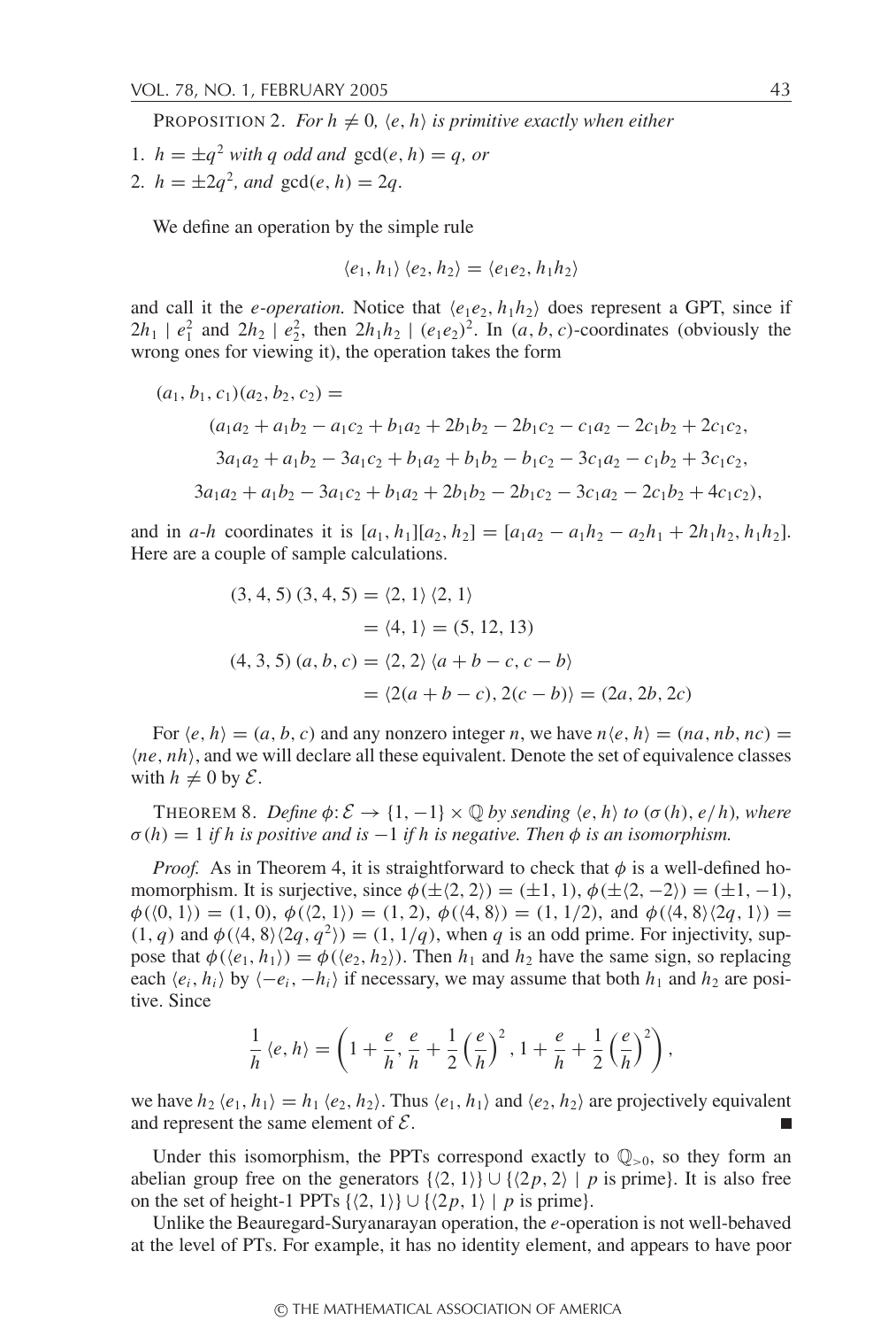PROPOSITION 2. *For $h \neq 0$, $\langle e, h\rangle$ is primitive exactly when either*

1. $h = \pm q^2$ *with $q$ odd and* $\gcd(e, h) = q$, *or*
2. $h = \pm 2q^2$, *and* $\gcd(e, h) = 2q$.

We define an operation by the simple rule

$$\langle e_1, h_1\rangle \langle e_2, h_2\rangle = \langle e_1 e_2, h_1 h_2\rangle$$

and call it the *e-operation.* Notice that $\langle e_1 e_2, h_1 h_2\rangle$ does represent a GPT, since if $2h_1 \mid e_1^2$ and $2h_2 \mid e_2^2$, then $2h_1 h_2 \mid (e_1 e_2)^2$. In $(a, b, c)$-coordinates (obviously the wrong ones for viewing it), the operation takes the form

$$\begin{aligned}
(a_1, b_1, c_1)(a_2, b_2, c_2) = \\
&(a_1a_2 + a_1b_2 - a_1c_2 + b_1a_2 + 2b_1b_2 - 2b_1c_2 - c_1a_2 - 2c_1b_2 + 2c_1c_2, \\
&3a_1a_2 + a_1b_2 - 3a_1c_2 + b_1a_2 + b_1b_2 - b_1c_2 - 3c_1a_2 - c_1b_2 + 3c_1c_2, \\
&3a_1a_2 + a_1b_2 - 3a_1c_2 + b_1a_2 + 2b_1b_2 - 2b_1c_2 - 3c_1a_2 - 2c_1b_2 + 4c_1c_2),
\end{aligned}$$

and in $a$-$h$ coordinates it is $[a_1, h_1][a_2, h_2] = [a_1a_2 - a_1h_2 - a_2h_1 + 2h_1h_2, h_1h_2]$. Here are a couple of sample calculations.

$$\begin{aligned}
(3, 4, 5)\,(3, 4, 5) &= \langle 2, 1\rangle \langle 2, 1\rangle \\
&= \langle 4, 1\rangle = (5, 12, 13) \\
(4, 3, 5)\,(a, b, c) &= \langle 2, 2\rangle \langle a + b - c, c - b\rangle \\
&= \langle 2(a + b - c), 2(c - b)\rangle = (2a, 2b, 2c)
\end{aligned}$$

For $\langle e, h\rangle = (a, b, c)$ and any nonzero integer $n$, we have $n\langle e, h\rangle = (na, nb, nc) = \langle ne, nh\rangle$, and we will declare all these equivalent. Denote the set of equivalence classes with $h \neq 0$ by $\mathcal{E}$.

THEOREM 8. *Define $\phi: \mathcal{E} \to \{1, -1\} \times \mathbb{Q}$ by sending $\langle e, h\rangle$ to $(\sigma(h), e/h)$, where $\sigma(h) = 1$ if $h$ is positive and is $-1$ if $h$ is negative. Then $\phi$ is an isomorphism.*

*Proof.* As in Theorem 4, it is straightforward to check that $\phi$ is a well-defined homomorphism. It is surjective, since $\phi(\pm\langle 2, 2\rangle) = (\pm 1, 1)$, $\phi(\pm\langle 2, -2\rangle) = (\pm 1, -1)$, $\phi(\langle 0, 1\rangle) = (1, 0)$, $\phi(\langle 2, 1\rangle) = (1, 2)$, $\phi(\langle 4, 8\rangle) = (1, 1/2)$, and $\phi(\langle 4, 8\rangle\langle 2q, 1\rangle) = (1, q)$ and $\phi(\langle 4, 8\rangle\langle 2q, q^2\rangle) = (1, 1/q)$, when $q$ is an odd prime. For injectivity, suppose that $\phi(\langle e_1, h_1\rangle) = \phi(\langle e_2, h_2\rangle)$. Then $h_1$ and $h_2$ have the same sign, so replacing each $\langle e_i, h_i\rangle$ by $\langle -e_i, -h_i\rangle$ if necessary, we may assume that both $h_1$ and $h_2$ are positive. Since

$$\frac{1}{h}\langle e, h\rangle = \left(1 + \frac{e}{h}, \frac{e}{h} + \frac{1}{2}\left(\frac{e}{h}\right)^2, 1 + \frac{e}{h} + \frac{1}{2}\left(\frac{e}{h}\right)^2\right),$$

we have $h_2\langle e_1, h_1\rangle = h_1\langle e_2, h_2\rangle$. Thus $\langle e_1, h_1\rangle$ and $\langle e_2, h_2\rangle$ are projectively equivalent and represent the same element of $\mathcal{E}$. ∎

Under this isomorphism, the PPTs correspond exactly to $\mathbb{Q}_{>0}$, so they form an abelian group free on the generators $\{\langle 2, 1\rangle\} \cup \{\langle 2p, 2\rangle \mid p \text{ is prime}\}$. It is also free on the set of height-1 PPTs $\{\langle 2, 1\rangle\} \cup \{\langle 2p, 1\rangle \mid p \text{ is prime}\}$.

Unlike the Beauregard-Suryanarayan operation, the $e$-operation is not well-behaved at the level of PTs. For example, it has no identity element, and appears to have poor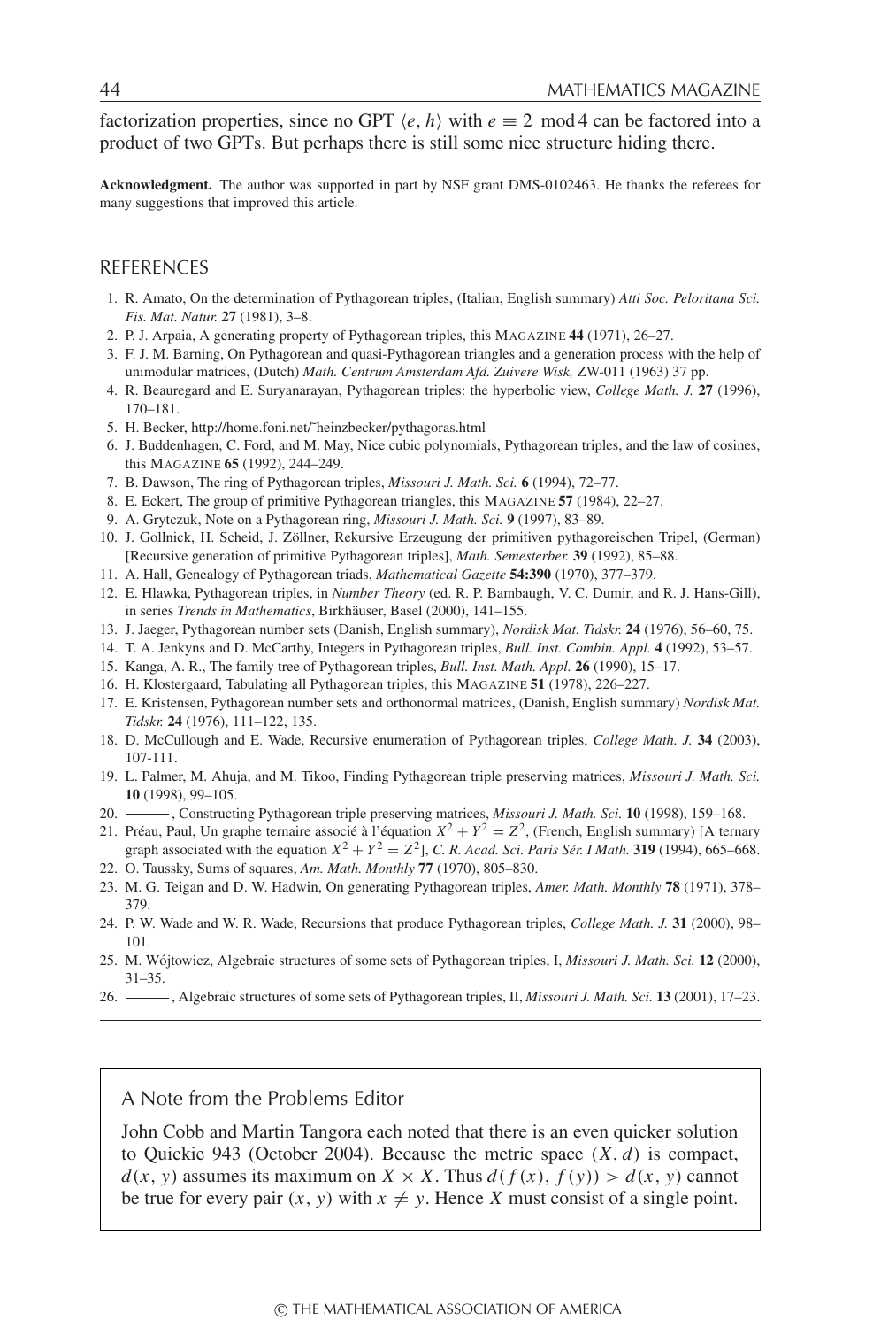factorization properties, since no GPT $\langle e, h\rangle$ with $e \equiv 2 \mod 4$ can be factored into a product of two GPTs. But perhaps there is still some nice structure hiding there.

**Acknowledgment.** The author was supported in part by NSF grant DMS-0102463. He thanks the referees for many suggestions that improved this article.

## REFERENCES

1. R. Amato, On the determination of Pythagorean triples, (Italian, English summary) *Atti Soc. Peloritana Sci. Fis. Mat. Natur.* **27** (1981), 3–8.
2. P. J. Arpaia, A generating property of Pythagorean triples, this MAGAZINE **44** (1971), 26–27.
3. F. J. M. Barning, On Pythagorean and quasi-Pythagorean triangles and a generation process with the help of unimodular matrices, (Dutch) *Math. Centrum Amsterdam Afd. Zuivere Wisk,* ZW-011 (1963) 37 pp.
4. R. Beauregard and E. Suryanarayan, Pythagorean triples: the hyperbolic view, *College Math. J.* **27** (1996), 170–181.
5. H. Becker, http://home.foni.net/˜heinzbecker/pythagoras.html
6. J. Buddenhagen, C. Ford, and M. May, Nice cubic polynomials, Pythagorean triples, and the law of cosines, this MAGAZINE **65** (1992), 244–249.
7. B. Dawson, The ring of Pythagorean triples, *Missouri J. Math. Sci.* **6** (1994), 72–77.
8. E. Eckert, The group of primitive Pythagorean triangles, this MAGAZINE **57** (1984), 22–27.
9. A. Grytczuk, Note on a Pythagorean ring, *Missouri J. Math. Sci.* **9** (1997), 83–89.
10. J. Gollnick, H. Scheid, J. Zöllner, Rekursive Erzeugung der primitiven pythagoreischen Tripel, (German) [Recursive generation of primitive Pythagorean triples], *Math. Semesterber.* **39** (1992), 85–88.
11. A. Hall, Genealogy of Pythagorean triads, *Mathematical Gazette* **54:390** (1970), 377–379.
12. E. Hlawka, Pythagorean triples, in *Number Theory* (ed. R. P. Bambaugh, V. C. Dumir, and R. J. Hans-Gill), in series *Trends in Mathematics*, Birkhäuser, Basel (2000), 141–155.
13. J. Jaeger, Pythagorean number sets (Danish, English summary), *Nordisk Mat. Tidskr.* **24** (1976), 56–60, 75.
14. T. A. Jenkyns and D. McCarthy, Integers in Pythagorean triples, *Bull. Inst. Combin. Appl.* **4** (1992), 53–57.
15. Kanga, A. R., The family tree of Pythagorean triples, *Bull. Inst. Math. Appl.* **26** (1990), 15–17.
16. H. Klostergaard, Tabulating all Pythagorean triples, this MAGAZINE **51** (1978), 226–227.
17. E. Kristensen, Pythagorean number sets and orthonormal matrices, (Danish, English summary) *Nordisk Mat. Tidskr.* **24** (1976), 111–122, 135.
18. D. McCullough and E. Wade, Recursive enumeration of Pythagorean triples, *College Math. J.* **34** (2003), 107-111.
19. L. Palmer, M. Ahuja, and M. Tikoo, Finding Pythagorean triple preserving matrices, *Missouri J. Math. Sci.* **10** (1998), 99–105.
20. ———, Constructing Pythagorean triple preserving matrices, *Missouri J. Math. Sci.* **10** (1998), 159–168.
21. Préau, Paul, Un graphe ternaire associé à l'équation $X^2 + Y^2 = Z^2$, (French, English summary) [A ternary graph associated with the equation $X^2 + Y^2 = Z^2$], *C. R. Acad. Sci. Paris Sér. I Math.* **319** (1994), 665–668.
22. O. Taussky, Sums of squares, *Am. Math. Monthly* **77** (1970), 805–830.
23. M. G. Teigan and D. W. Hadwin, On generating Pythagorean triples, *Amer. Math. Monthly* **78** (1971), 378–379.
24. P. W. Wade and W. R. Wade, Recursions that produce Pythagorean triples, *College Math. J.* **31** (2000), 98–101.
25. M. Wójtowicz, Algebraic structures of some sets of Pythagorean triples, I, *Missouri J. Math. Sci.* **12** (2000), 31–35.
26. ———, Algebraic structures of some sets of Pythagorean triples, II, *Missouri J. Math. Sci.* **13** (2001), 17–23.

## A Note from the Problems Editor

John Cobb and Martin Tangora each noted that there is an even quicker solution to Quickie 943 (October 2004). Because the metric space $(X, d)$ is compact, $d(x, y)$ assumes its maximum on $X \times X$. Thus $d(f(x), f(y)) > d(x, y)$ cannot be true for every pair $(x, y)$ with $x \neq y$. Hence $X$ must consist of a single point.